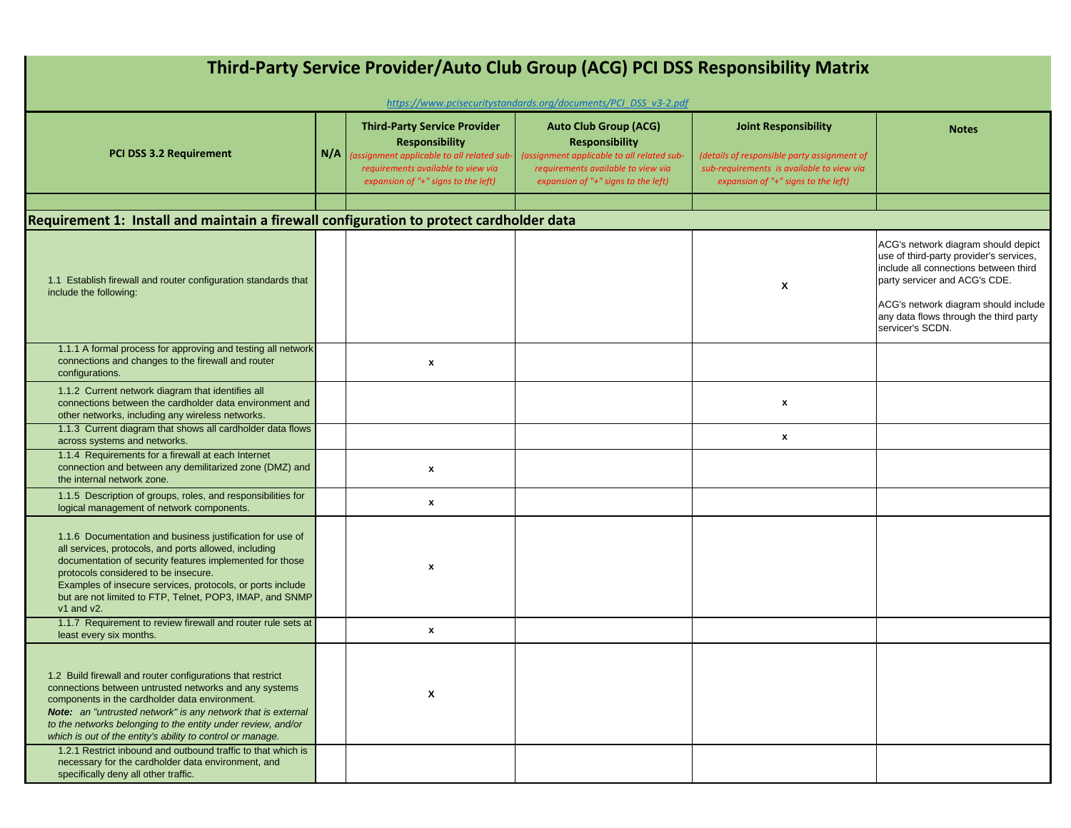# Third-Party Service Provider/Auto Club Group (ACG) PCI DSS Responsibility Matrix

*https://www.pcisecuritystandards.org/documents/PCI_DSS_v3-2.pdf*

| PCI DSS 3.2 Requirement | N/A | Third-Party Service Provider Responsibility *(assignment applicable to all related sub-requirements available to view via expansion of "+" signs to the left)* | Auto Club Group (ACG) Responsibility *(assignment applicable to all related sub-requirements available to view via expansion of "+" signs to the left)* | Joint Responsibility *(details of responsible party assignment of sub-requirements is available to view via expansion of "+" signs to the left)* | Notes |
|---|---|---|---|---|---|
| | | | | | |
| **Requirement 1: Install and maintain a firewall configuration to protect cardholder data** | | | | | |
| 1.1 Establish firewall and router configuration standards that include the following: | | | | X | ACG's network diagram should depict use of third-party provider's services, include all connections between third party servicer and ACG's CDE. ACG's network diagram should include any data flows through the third party servicer's SCDN. |
| 1.1.1 A formal process for approving and testing all network connections and changes to the firewall and router configurations. | | x | | | |
| 1.1.2 Current network diagram that identifies all connections between the cardholder data environment and other networks, including any wireless networks. | | | | x | |
| 1.1.3 Current diagram that shows all cardholder data flows across systems and networks. | | | | x | |
| 1.1.4 Requirements for a firewall at each Internet connection and between any demilitarized zone (DMZ) and the internal network zone. | | x | | | |
| 1.1.5 Description of groups, roles, and responsibilities for logical management of network components. | | x | | | |
| 1.1.6 Documentation and business justification for use of all services, protocols, and ports allowed, including documentation of security features implemented for those protocols considered to be insecure. Examples of insecure services, protocols, or ports include but are not limited to FTP, Telnet, POP3, IMAP, and SNMP v1 and v2. | | x | | | |
| 1.1.7 Requirement to review firewall and router rule sets at least every six months. | | x | | | |
| 1.2 Build firewall and router configurations that restrict connections between untrusted networks and any systems components in the cardholder data environment. ***Note:*** *an "untrusted network" is any network that is external to the networks belonging to the entity under review, and/or which is out of the entity's ability to control or manage.* | | X | | | |
| 1.2.1 Restrict inbound and outbound traffic to that which is necessary for the cardholder data environment, and specifically deny all other traffic. | | | | | |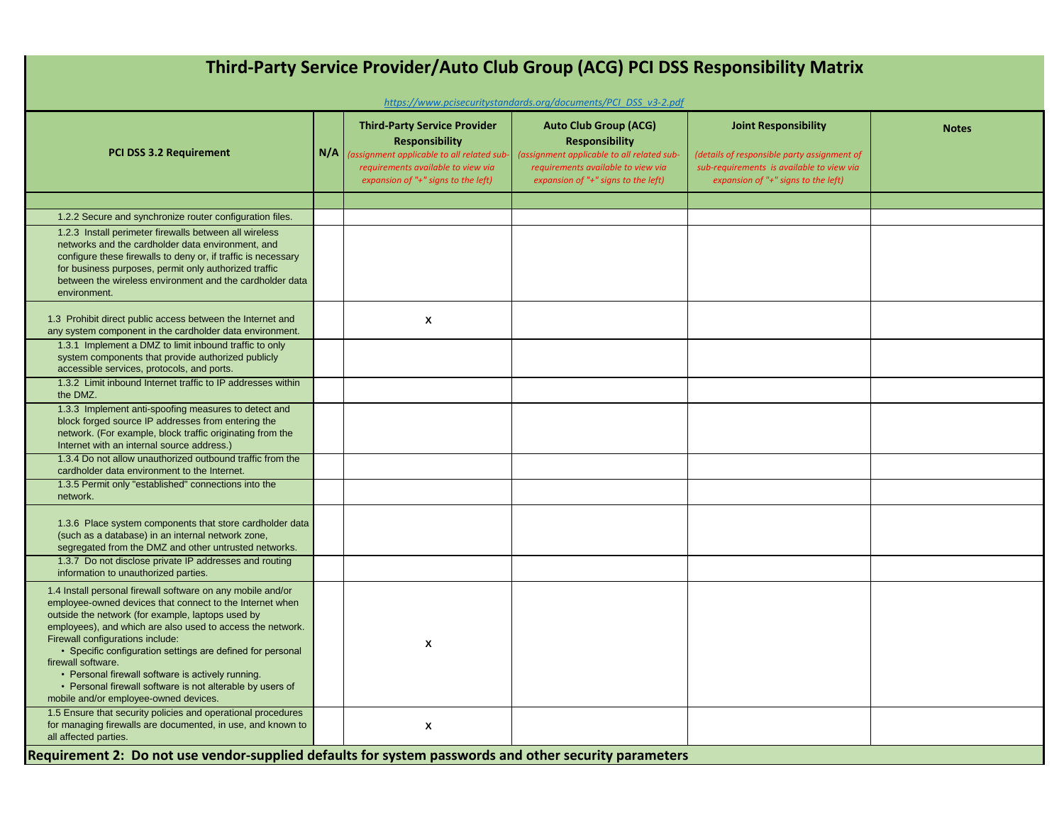# Third-Party Service Provider/Auto Club Group (ACG) PCI DSS Responsibility Matrix

*https://www.pcisecuritystandards.org/documents/PCI_DSS_v3-2.pdf*

| PCI DSS 3.2 Requirement | N/A | Third-Party Service Provider Responsibility *(assignment applicable to all related sub-requirements available to view via expansion of "+" signs to the left)* | Auto Club Group (ACG) Responsibility *(assignment applicable to all related sub-requirements available to view via expansion of "+" signs to the left)* | Joint Responsibility *(details of responsible party assignment of sub-requirements is available to view via expansion of "+" signs to the left)* | Notes |
|---|---|---|---|---|---|
| | | | | | |
| 1.2.2 Secure and synchronize router configuration files. | | | | | |
| 1.2.3 Install perimeter firewalls between all wireless networks and the cardholder data environment, and configure these firewalls to deny or, if traffic is necessary for business purposes, permit only authorized traffic between the wireless environment and the cardholder data environment. | | | | | |
| 1.3 Prohibit direct public access between the Internet and any system component in the cardholder data environment. | | x | | | |
| 1.3.1 Implement a DMZ to limit inbound traffic to only system components that provide authorized publicly accessible services, protocols, and ports. | | | | | |
| 1.3.2 Limit inbound Internet traffic to IP addresses within the DMZ. | | | | | |
| 1.3.3 Implement anti-spoofing measures to detect and block forged source IP addresses from entering the network. (For example, block traffic originating from the Internet with an internal source address.) | | | | | |
| 1.3.4 Do not allow unauthorized outbound traffic from the cardholder data environment to the Internet. | | | | | |
| 1.3.5 Permit only "established" connections into the network. | | | | | |
| 1.3.6 Place system components that store cardholder data (such as a database) in an internal network zone, segregated from the DMZ and other untrusted networks. | | | | | |
| 1.3.7 Do not disclose private IP addresses and routing information to unauthorized parties. | | | | | |
| 1.4 Install personal firewall software on any mobile and/or employee-owned devices that connect to the Internet when outside the network (for example, laptops used by employees), and which are also used to access the network. Firewall configurations include: • Specific configuration settings are defined for personal firewall software. • Personal firewall software is actively running. • Personal firewall software is not alterable by users of mobile and/or employee-owned devices. | | x | | | |
| 1.5 Ensure that security policies and operational procedures for managing firewalls are documented, in use, and known to all affected parties. | | x | | | |
| **Requirement 2: Do not use vendor-supplied defaults for system passwords and other security parameters** | | | | | |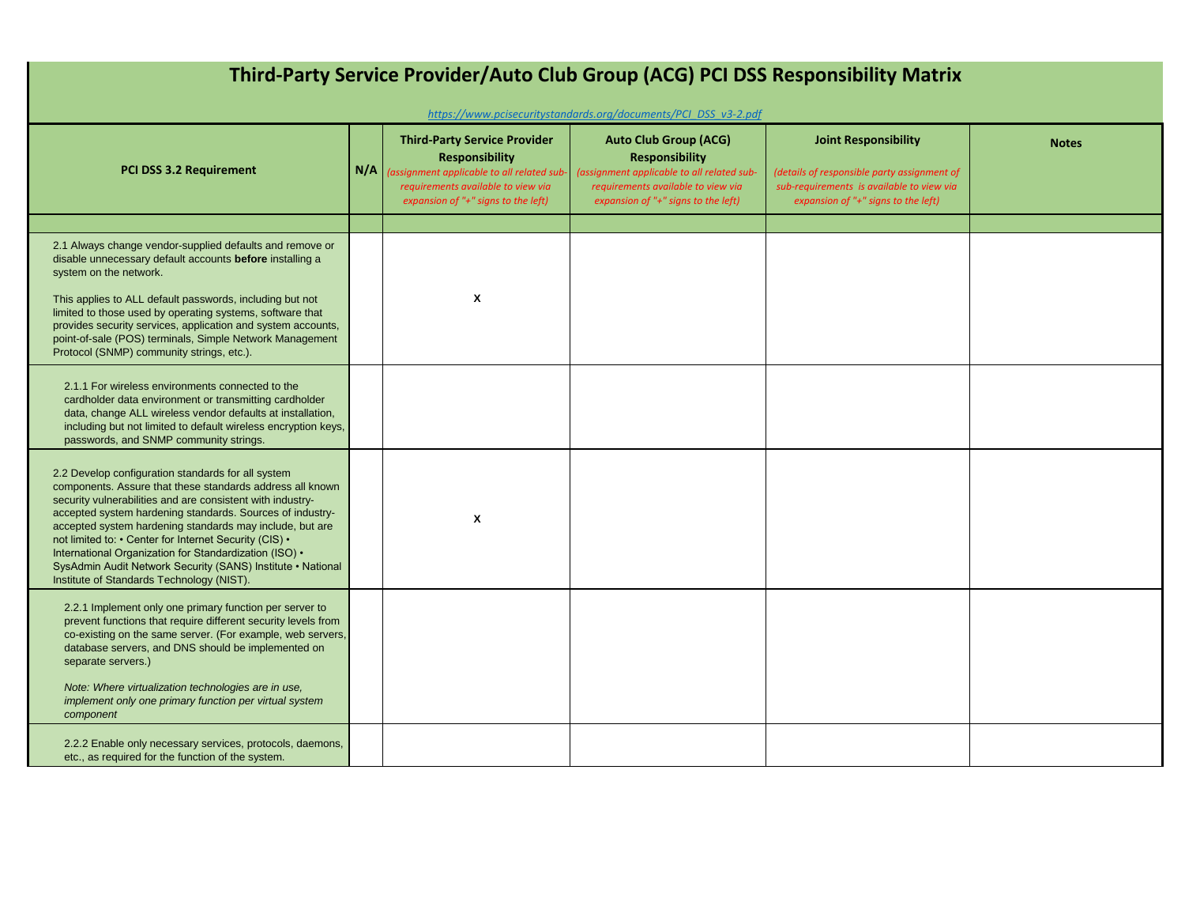# Third-Party Service Provider/Auto Club Group (ACG) PCI DSS Responsibility Matrix

*https://www.pcisecuritystandards.org/documents/PCI_DSS_v3-2.pdf*

| PCI DSS 3.2 Requirement | N/A | Third-Party Service Provider Responsibility *(assignment applicable to all related sub-requirements available to view via expansion of "+" signs to the left)* | Auto Club Group (ACG) Responsibility *(assignment applicable to all related sub-requirements available to view via expansion of "+" signs to the left)* | Joint Responsibility *(details of responsible party assignment of sub-requirements is available to view via expansion of "+" signs to the left)* | Notes |
|---|---|---|---|---|---|
| | | | | | |
| 2.1 Always change vendor-supplied defaults and remove or disable unnecessary default accounts **before** installing a system on the network. This applies to ALL default passwords, including but not limited to those used by operating systems, software that provides security services, application and system accounts, point-of-sale (POS) terminals, Simple Network Management Protocol (SNMP) community strings, etc.). | | x | | | |
| 2.1.1 For wireless environments connected to the cardholder data environment or transmitting cardholder data, change ALL wireless vendor defaults at installation, including but not limited to default wireless encryption keys, passwords, and SNMP community strings. | | | | | |
| 2.2 Develop configuration standards for all system components. Assure that these standards address all known security vulnerabilities and are consistent with industry-accepted system hardening standards. Sources of industry-accepted system hardening standards may include, but are not limited to: • Center for Internet Security (CIS) • International Organization for Standardization (ISO) • SysAdmin Audit Network Security (SANS) Institute • National Institute of Standards Technology (NIST). | | x | | | |
| 2.2.1 Implement only one primary function per server to prevent functions that require different security levels from co-existing on the same server. (For example, web servers, database servers, and DNS should be implemented on separate servers.) *Note: Where virtualization technologies are in use, implement only one primary function per virtual system component* | | | | | |
| 2.2.2 Enable only necessary services, protocols, daemons, etc., as required for the function of the system. | | | | | |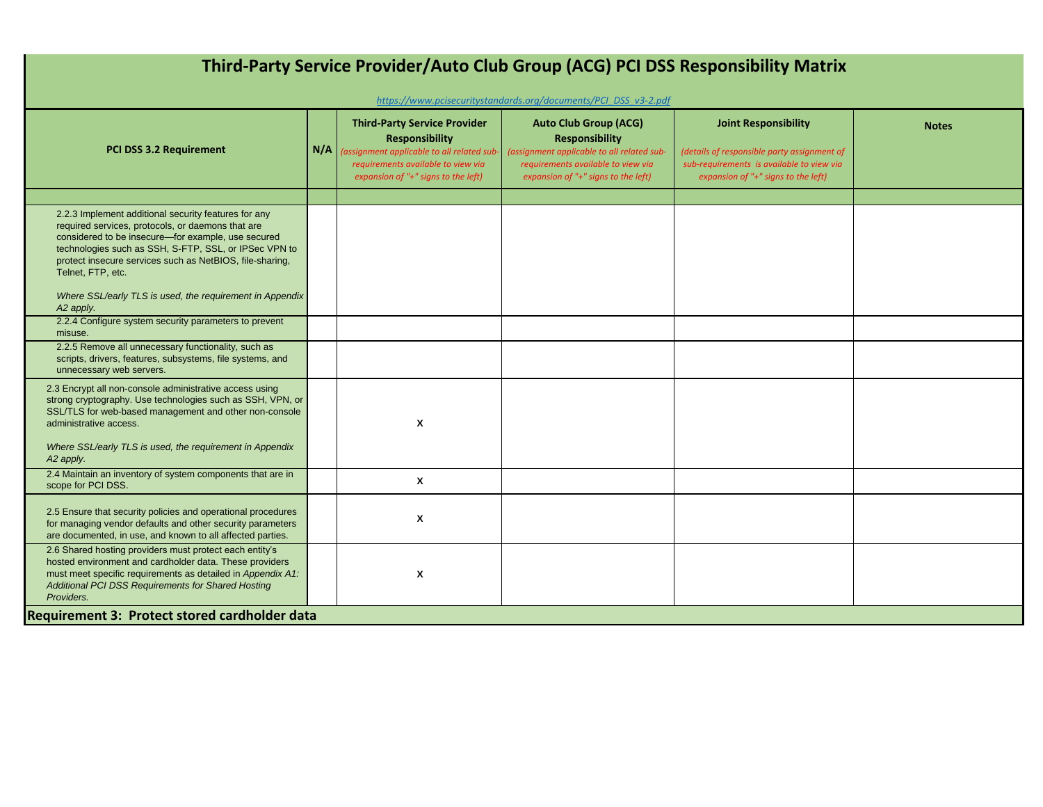# Third-Party Service Provider/Auto Club Group (ACG) PCI DSS Responsibility Matrix

*https://www.pcisecuritystandards.org/documents/PCI_DSS_v3-2.pdf*

| PCI DSS 3.2 Requirement | N/A | Third-Party Service Provider Responsibility *(assignment applicable to all related sub-requirements available to view via expansion of "+" signs to the left)* | Auto Club Group (ACG) Responsibility *(assignment applicable to all related sub-requirements available to view via expansion of "+" signs to the left)* | Joint Responsibility *(details of responsible party assignment of sub-requirements is available to view via expansion of "+" signs to the left)* | Notes |
|---|---|---|---|---|---|
| | | | | | |
| 2.2.3 Implement additional security features for any required services, protocols, or daemons that are considered to be insecure—for example, use secured technologies such as SSH, S-FTP, SSL, or IPSec VPN to protect insecure services such as NetBIOS, file-sharing, Telnet, FTP, etc. *Where SSL/early TLS is used, the requirement in Appendix A2 apply.* | | | | | |
| 2.2.4 Configure system security parameters to prevent misuse. | | | | | |
| 2.2.5 Remove all unnecessary functionality, such as scripts, drivers, features, subsystems, file systems, and unnecessary web servers. | | | | | |
| 2.3 Encrypt all non-console administrative access using strong cryptography. Use technologies such as SSH, VPN, or SSL/TLS for web-based management and other non-console administrative access. *Where SSL/early TLS is used, the requirement in Appendix A2 apply.* | | X | | | |
| 2.4 Maintain an inventory of system components that are in scope for PCI DSS. | | X | | | |
| 2.5 Ensure that security policies and operational procedures for managing vendor defaults and other security parameters are documented, in use, and known to all affected parties. | | X | | | |
| 2.6 Shared hosting providers must protect each entity's hosted environment and cardholder data. These providers must meet specific requirements as detailed in *Appendix A1: Additional PCI DSS Requirements for Shared Hosting Providers.* | | X | | | |
| **Requirement 3: Protect stored cardholder data** | | | | | |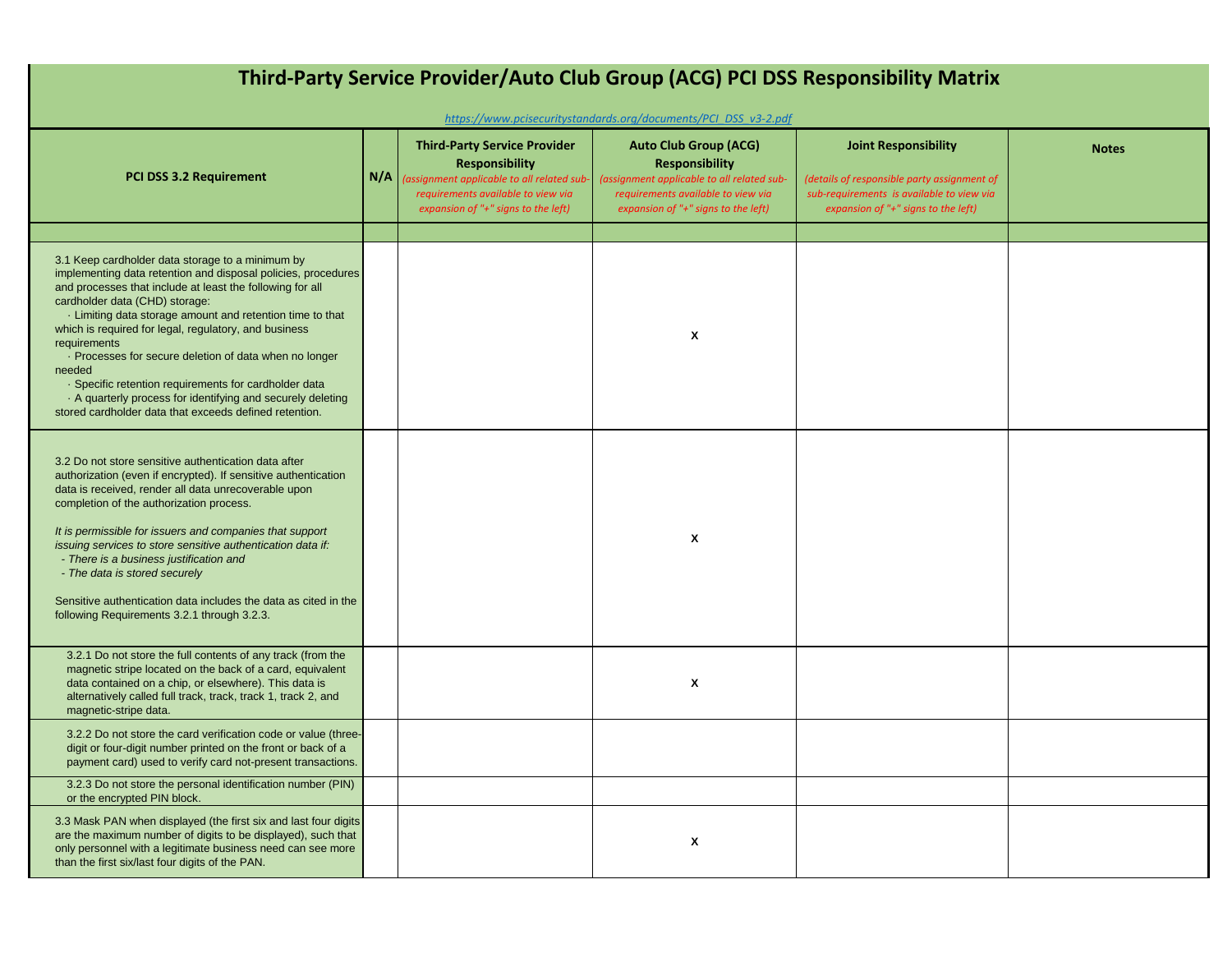# Third-Party Service Provider/Auto Club Group (ACG) PCI DSS Responsibility Matrix

https://www.pcisecuritystandards.org/documents/PCI_DSS_v3-2.pdf

| PCI DSS 3.2 Requirement | N/A | Third-Party Service Provider Responsibility *(assignment applicable to all related sub-requirements available to view via expansion of "+" signs to the left)* | Auto Club Group (ACG) Responsibility *(assignment applicable to all related sub-requirements available to view via expansion of "+" signs to the left)* | Joint Responsibility *(details of responsible party assignment of sub-requirements is available to view via expansion of "+" signs to the left)* | Notes |
|---|---|---|---|---|---|
| | | | | | |
| 3.1 Keep cardholder data storage to a minimum by implementing data retention and disposal policies, procedures and processes that include at least the following for all cardholder data (CHD) storage:<br>· Limiting data storage amount and retention time to that which is required for legal, regulatory, and business requirements<br>· Processes for secure deletion of data when no longer needed<br>· Specific retention requirements for cardholder data<br>· A quarterly process for identifying and securely deleting stored cardholder data that exceeds defined retention. | | | x | | |
| 3.2 Do not store sensitive authentication data after authorization (even if encrypted). If sensitive authentication data is received, render all data unrecoverable upon completion of the authorization process.<br><br>*It is permissible for issuers and companies that support issuing services to store sensitive authentication data if:*<br>*- There is a business justification and*<br>*- The data is stored securely*<br><br>Sensitive authentication data includes the data as cited in the following Requirements 3.2.1 through 3.2.3. | | | x | | |
| 3.2.1 Do not store the full contents of any track (from the magnetic stripe located on the back of a card, equivalent data contained on a chip, or elsewhere). This data is alternatively called full track, track, track 1, track 2, and magnetic-stripe data. | | | x | | |
| 3.2.2 Do not store the card verification code or value (three-digit or four-digit number printed on the front or back of a payment card) used to verify card not-present transactions. | | | | | |
| 3.2.3 Do not store the personal identification number (PIN) or the encrypted PIN block. | | | | | |
| 3.3 Mask PAN when displayed (the first six and last four digits are the maximum number of digits to be displayed), such that only personnel with a legitimate business need can see more than the first six/last four digits of the PAN. | | | x | | |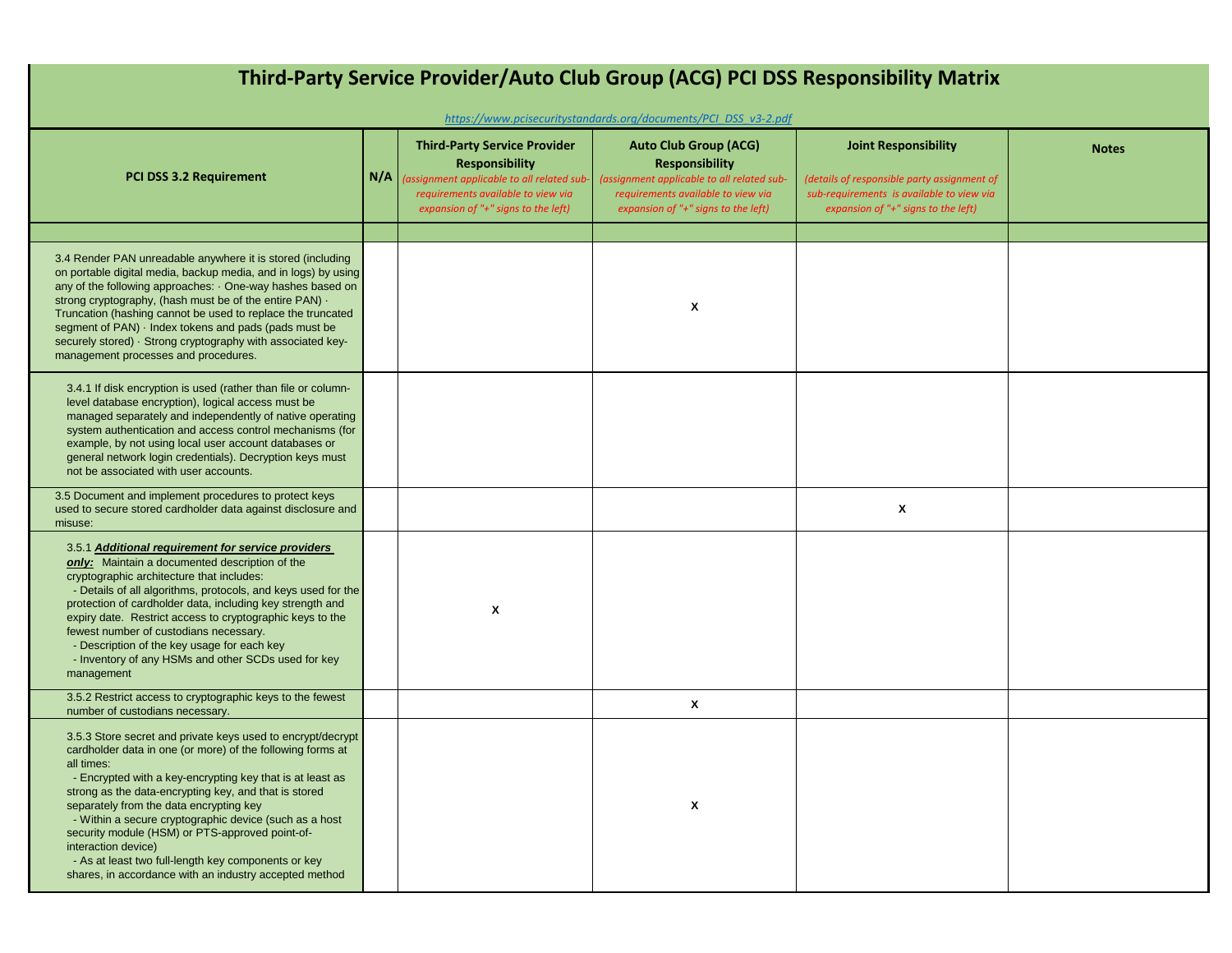# Third-Party Service Provider/Auto Club Group (ACG) PCI DSS Responsibility Matrix

*https://www.pcisecuritystandards.org/documents/PCI_DSS_v3-2.pdf*

| PCI DSS 3.2 Requirement | N/A | Third-Party Service Provider Responsibility *(assignment applicable to all related sub-requirements available to view via expansion of "+" signs to the left)* | Auto Club Group (ACG) Responsibility *(assignment applicable to all related sub-requirements available to view via expansion of "+" signs to the left)* | Joint Responsibility *(details of responsible party assignment of sub-requirements is available to view via expansion of "+" signs to the left)* | Notes |
|---|---|---|---|---|---|
| | | | | | |
| 3.4 Render PAN unreadable anywhere it is stored (including on portable digital media, backup media, and in logs) by using any of the following approaches: · One-way hashes based on strong cryptography, (hash must be of the entire PAN) · Truncation (hashing cannot be used to replace the truncated segment of PAN) · Index tokens and pads (pads must be securely stored) · Strong cryptography with associated key-management processes and procedures. | | | X | | |
| 3.4.1 If disk encryption is used (rather than file or column-level database encryption), logical access must be managed separately and independently of native operating system authentication and access control mechanisms (for example, by not using local user account databases or general network login credentials). Decryption keys must not be associated with user accounts. | | | | | |
| 3.5 Document and implement procedures to protect keys used to secure stored cardholder data against disclosure and misuse: | | | | X | |
| 3.5.1 ***Additional requirement for service providers only:*** Maintain a documented description of the cryptographic architecture that includes: - Details of all algorithms, protocols, and keys used for the protection of cardholder data, including key strength and expiry date. Restrict access to cryptographic keys to the fewest number of custodians necessary. - Description of the key usage for each key - Inventory of any HSMs and other SCDs used for key management | | X | | | |
| 3.5.2 Restrict access to cryptographic keys to the fewest number of custodians necessary. | | | X | | |
| 3.5.3 Store secret and private keys used to encrypt/decrypt cardholder data in one (or more) of the following forms at all times: - Encrypted with a key-encrypting key that is at least as strong as the data-encrypting key, and that is stored separately from the data encrypting key - Within a secure cryptographic device (such as a host security module (HSM) or PTS-approved point-of-interaction device) - As at least two full-length key components or key shares, in accordance with an industry accepted method | | | X | | |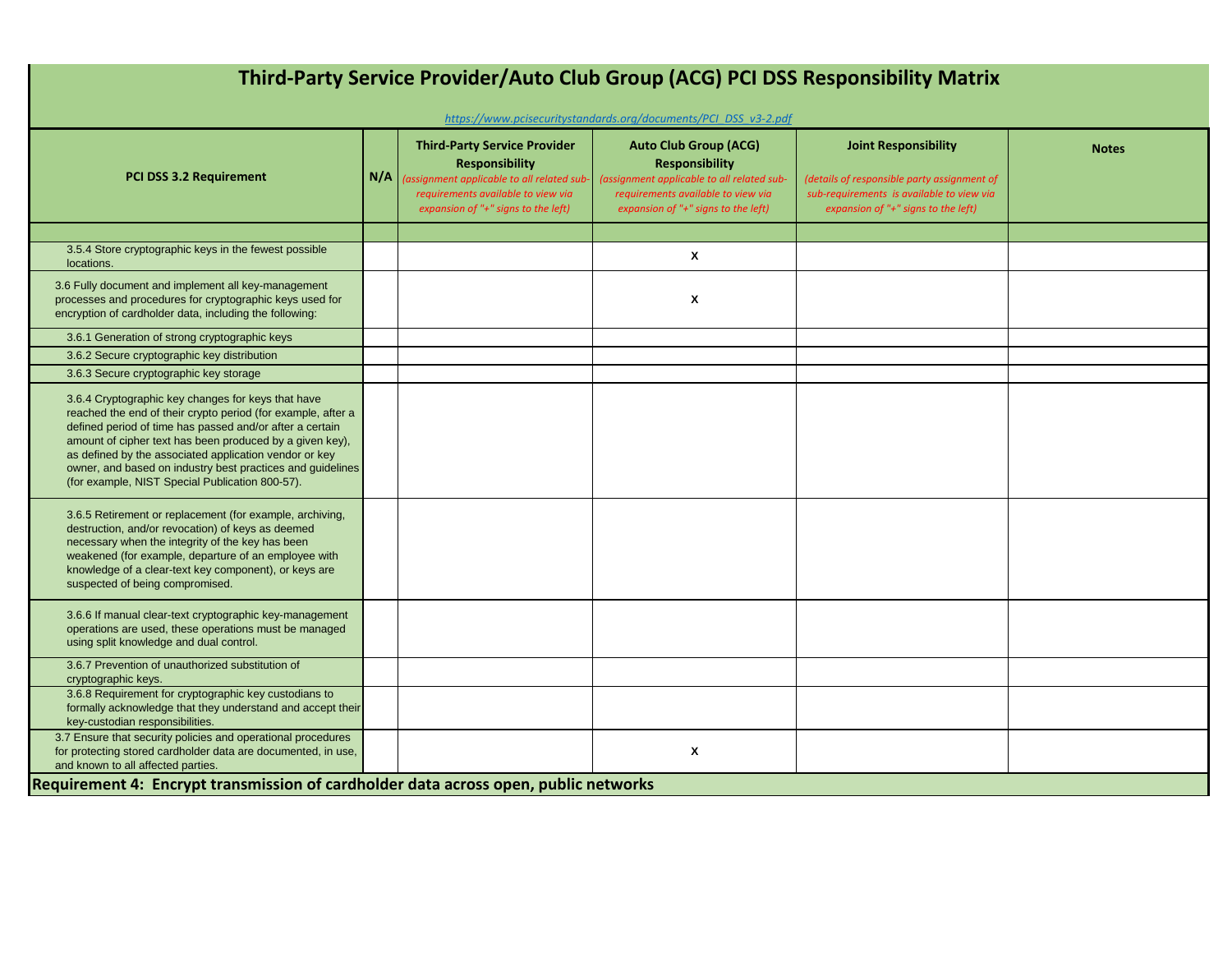# Third-Party Service Provider/Auto Club Group (ACG) PCI DSS Responsibility Matrix

*https://www.pcisecuritystandards.org/documents/PCI_DSS_v3-2.pdf*

| PCI DSS 3.2 Requirement | N/A | Third-Party Service Provider Responsibility *(assignment applicable to all related sub-requirements available to view via expansion of "+" signs to the left)* | Auto Club Group (ACG) Responsibility *(assignment applicable to all related sub-requirements available to view via expansion of "+" signs to the left)* | Joint Responsibility *(details of responsible party assignment of sub-requirements is available to view via expansion of "+" signs to the left)* | Notes |
|---|---|---|---|---|---|
| | | | | | |
| 3.5.4 Store cryptographic keys in the fewest possible locations. | | | x | | |
| 3.6 Fully document and implement all key-management processes and procedures for cryptographic keys used for encryption of cardholder data, including the following: | | | x | | |
| 3.6.1 Generation of strong cryptographic keys | | | | | |
| 3.6.2 Secure cryptographic key distribution | | | | | |
| 3.6.3 Secure cryptographic key storage | | | | | |
| 3.6.4 Cryptographic key changes for keys that have reached the end of their crypto period (for example, after a defined period of time has passed and/or after a certain amount of cipher text has been produced by a given key), as defined by the associated application vendor or key owner, and based on industry best practices and guidelines (for example, NIST Special Publication 800-57). | | | | | |
| 3.6.5 Retirement or replacement (for example, archiving, destruction, and/or revocation) of keys as deemed necessary when the integrity of the key has been weakened (for example, departure of an employee with knowledge of a clear-text key component), or keys are suspected of being compromised. | | | | | |
| 3.6.6 If manual clear-text cryptographic key-management operations are used, these operations must be managed using split knowledge and dual control. | | | | | |
| 3.6.7 Prevention of unauthorized substitution of cryptographic keys. | | | | | |
| 3.6.8 Requirement for cryptographic key custodians to formally acknowledge that they understand and accept their key-custodian responsibilities. | | | | | |
| 3.7 Ensure that security policies and operational procedures for protecting stored cardholder data are documented, in use, and known to all affected parties. | | | x | | |
| **Requirement 4: Encrypt transmission of cardholder data across open, public networks** | | | | | |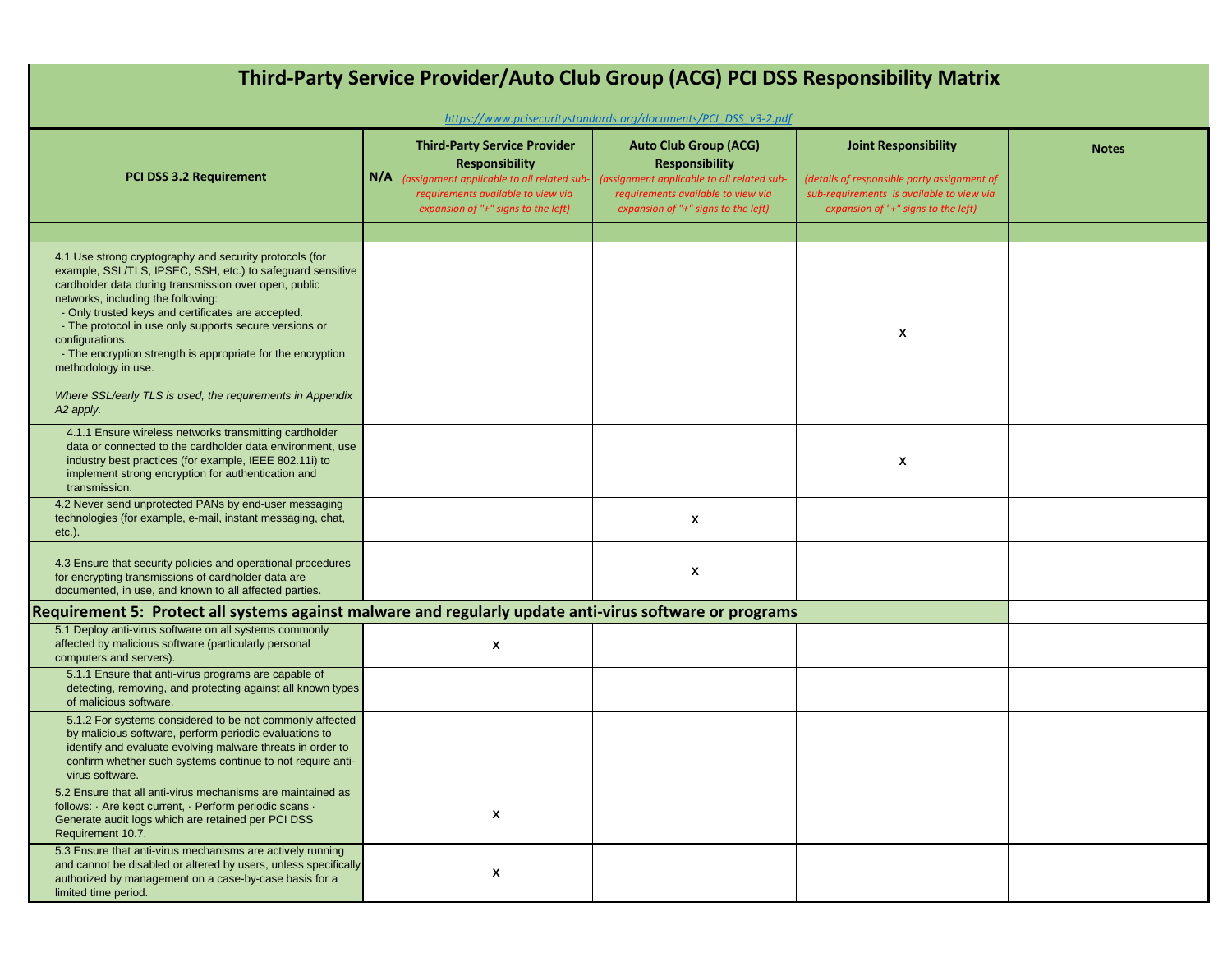# Third-Party Service Provider/Auto Club Group (ACG) PCI DSS Responsibility Matrix

*https://www.pcisecuritystandards.org/documents/PCI_DSS_v3-2.pdf*

| PCI DSS 3.2 Requirement | N/A | Third-Party Service Provider Responsibility *(assignment applicable to all related sub-requirements available to view via expansion of "+" signs to the left)* | Auto Club Group (ACG) Responsibility *(assignment applicable to all related sub-requirements available to view via expansion of "+" signs to the left)* | Joint Responsibility *(details of responsible party assignment of sub-requirements is available to view via expansion of "+" signs to the left)* | Notes |
|---|---|---|---|---|---|
| | | | | | |
| 4.1 Use strong cryptography and security protocols (for example, SSL/TLS, IPSEC, SSH, etc.) to safeguard sensitive cardholder data during transmission over open, public networks, including the following: - Only trusted keys and certificates are accepted. - The protocol in use only supports secure versions or configurations. - The encryption strength is appropriate for the encryption methodology in use. *Where SSL/early TLS is used, the requirements in Appendix A2 apply.* | | | | x | |
| 4.1.1 Ensure wireless networks transmitting cardholder data or connected to the cardholder data environment, use industry best practices (for example, IEEE 802.11i) to implement strong encryption for authentication and transmission. | | | | x | |
| 4.2 Never send unprotected PANs by end-user messaging technologies (for example, e-mail, instant messaging, chat, etc.). | | | x | | |
| 4.3 Ensure that security policies and operational procedures for encrypting transmissions of cardholder data are documented, in use, and known to all affected parties. | | | x | | |
| **Requirement 5: Protect all systems against malware and regularly update anti-virus software or programs** | | | | | |
| 5.1 Deploy anti-virus software on all systems commonly affected by malicious software (particularly personal computers and servers). | | x | | | |
| 5.1.1 Ensure that anti-virus programs are capable of detecting, removing, and protecting against all known types of malicious software. | | | | | |
| 5.1.2 For systems considered to be not commonly affected by malicious software, perform periodic evaluations to identify and evaluate evolving malware threats in order to confirm whether such systems continue to not require anti-virus software. | | | | | |
| 5.2 Ensure that all anti-virus mechanisms are maintained as follows: · Are kept current, · Perform periodic scans · Generate audit logs which are retained per PCI DSS Requirement 10.7. | | x | | | |
| 5.3 Ensure that anti-virus mechanisms are actively running and cannot be disabled or altered by users, unless specifically authorized by management on a case-by-case basis for a limited time period. | | x | | | |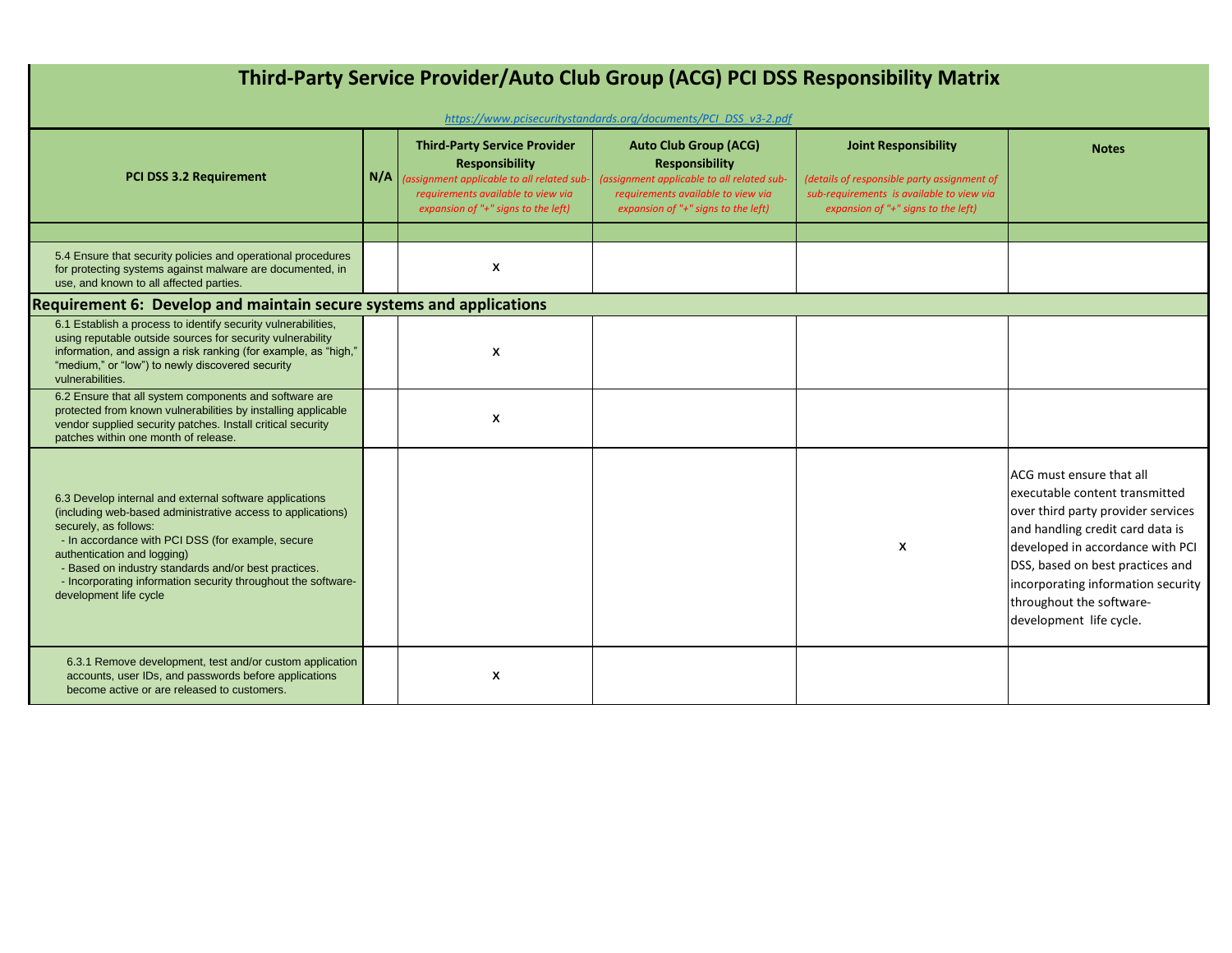# Third-Party Service Provider/Auto Club Group (ACG) PCI DSS Responsibility Matrix

https://www.pcisecuritystandards.org/documents/PCI_DSS_v3-2.pdf

| PCI DSS 3.2 Requirement | N/A | Third-Party Service Provider Responsibility *(assignment applicable to all related sub-requirements available to view via expansion of "+" signs to the left)* | Auto Club Group (ACG) Responsibility *(assignment applicable to all related sub-requirements available to view via expansion of "+" signs to the left)* | Joint Responsibility *(details of responsible party assignment of sub-requirements is available to view via expansion of "+" signs to the left)* | Notes |
|---|---|---|---|---|---|
| | | | | | |
| 5.4 Ensure that security policies and operational procedures for protecting systems against malware are documented, in use, and known to all affected parties. | | x | | | |
| **Requirement 6: Develop and maintain secure systems and applications** | | | | | |
| 6.1 Establish a process to identify security vulnerabilities, using reputable outside sources for security vulnerability information, and assign a risk ranking (for example, as "high," "medium," or "low") to newly discovered security vulnerabilities. | | x | | | |
| 6.2 Ensure that all system components and software are protected from known vulnerabilities by installing applicable vendor supplied security patches. Install critical security patches within one month of release. | | x | | | |
| 6.3 Develop internal and external software applications (including web-based administrative access to applications) securely, as follows:<br>- In accordance with PCI DSS (for example, secure authentication and logging)<br>- Based on industry standards and/or best practices.<br>- Incorporating information security throughout the software-development life cycle | | | | x | ACG must ensure that all executable content transmitted over third party provider services and handling credit card data is developed in accordance with PCI DSS, based on best practices and incorporating information security throughout the software-development life cycle. |
| 6.3.1 Remove development, test and/or custom application accounts, user IDs, and passwords before applications become active or are released to customers. | | x | | | |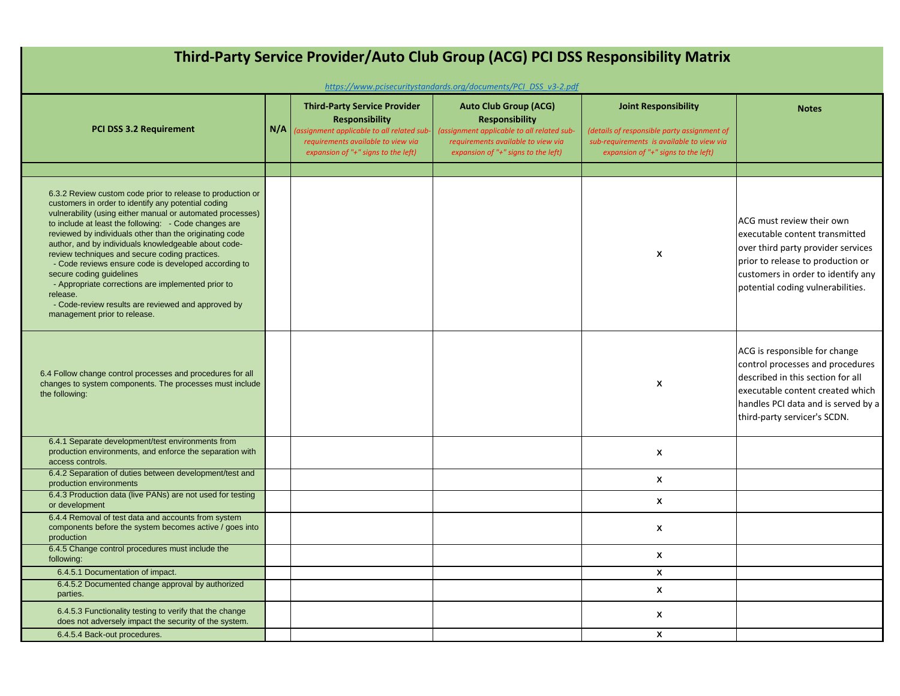# Third-Party Service Provider/Auto Club Group (ACG) PCI DSS Responsibility Matrix

*https://www.pcisecuritystandards.org/documents/PCI_DSS_v3-2.pdf*

| PCI DSS 3.2 Requirement | N/A | Third-Party Service Provider Responsibility *(assignment applicable to all related sub-requirements available to view via expansion of "+" signs to the left)* | Auto Club Group (ACG) Responsibility *(assignment applicable to all related sub-requirements available to view via expansion of "+" signs to the left)* | Joint Responsibility *(details of responsible party assignment of sub-requirements is available to view via expansion of "+" signs to the left)* | Notes |
|---|---|---|---|---|---|
| | | | | | |
| 6.3.2 Review custom code prior to release to production or customers in order to identify any potential coding vulnerability (using either manual or automated processes) to include at least the following: - Code changes are reviewed by individuals other than the originating code author, and by individuals knowledgeable about code-review techniques and secure coding practices. - Code reviews ensure code is developed according to secure coding guidelines - Appropriate corrections are implemented prior to release. - Code-review results are reviewed and approved by management prior to release. | | | | X | ACG must review their own executable content transmitted over third party provider services prior to release to production or customers in order to identify any potential coding vulnerabilities. |
| 6.4 Follow change control processes and procedures for all changes to system components. The processes must include the following: | | | | X | ACG is responsible for change control processes and procedures described in this section for all executable content created which handles PCI data and is served by a third-party servicer's SCDN. |
| 6.4.1 Separate development/test environments from production environments, and enforce the separation with access controls. | | | | X | |
| 6.4.2 Separation of duties between development/test and production environments | | | | X | |
| 6.4.3 Production data (live PANs) are not used for testing or development | | | | X | |
| 6.4.4 Removal of test data and accounts from system components before the system becomes active / goes into production | | | | X | |
| 6.4.5 Change control procedures must include the following: | | | | X | |
| 6.4.5.1 Documentation of impact. | | | | X | |
| 6.4.5.2 Documented change approval by authorized parties. | | | | X | |
| 6.4.5.3 Functionality testing to verify that the change does not adversely impact the security of the system. | | | | X | |
| 6.4.5.4 Back-out procedures. | | | | X | |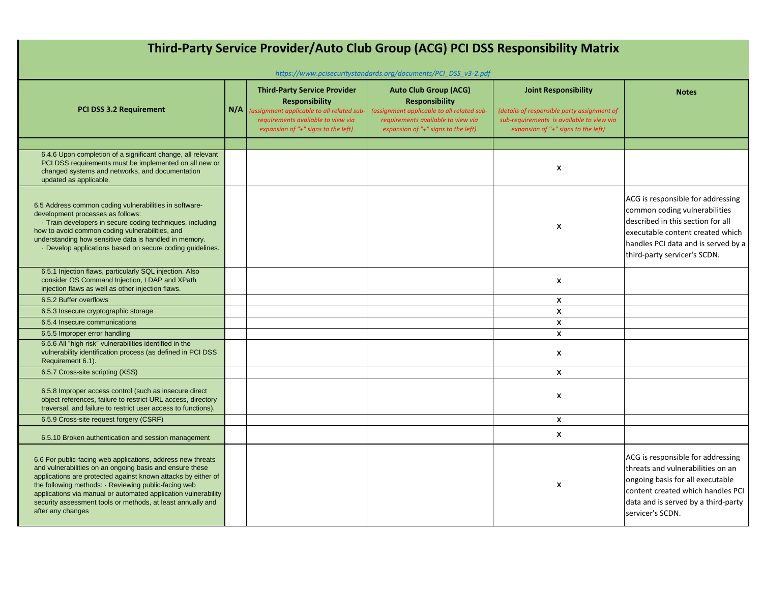# Third-Party Service Provider/Auto Club Group (ACG) PCI DSS Responsibility Matrix

https://www.pcisecuritystandards.org/documents/PCI_DSS_v3-2.pdf

| PCI DSS 3.2 Requirement | N/A | Third-Party Service Provider Responsibility *(assignment applicable to all related sub-requirements available to view via expansion of "+" signs to the left)* | Auto Club Group (ACG) Responsibility *(assignment applicable to all related sub-requirements available to view via expansion of "+" signs to the left)* | Joint Responsibility *(details of responsible party assignment of sub-requirements is available to view via expansion of "+" signs to the left)* | Notes |
|---|---|---|---|---|---|
| | | | | | |
| 6.4.6 Upon completion of a significant change, all relevant PCI DSS requirements must be implemented on all new or changed systems and networks, and documentation updated as applicable. | | | | x | |
| 6.5 Address common coding vulnerabilities in software-development processes as follows: · Train developers in secure coding techniques, including how to avoid common coding vulnerabilities, and understanding how sensitive data is handled in memory. · Develop applications based on secure coding guidelines. | | | | x | ACG is responsible for addressing common coding vulnerabilities described in this section for all executable content created which handles PCI data and is served by a third-party servicer's SCDN. |
| 6.5.1 Injection flaws, particularly SQL injection. Also consider OS Command Injection, LDAP and XPath injection flaws as well as other injection flaws. | | | | x | |
| 6.5.2 Buffer overflows | | | | x | |
| 6.5.3 Insecure cryptographic storage | | | | x | |
| 6.5.4 Insecure communications | | | | x | |
| 6.5.5 Improper error handling | | | | x | |
| 6.5.6 All "high risk" vulnerabilities identified in the vulnerability identification process (as defined in PCI DSS Requirement 6.1). | | | | x | |
| 6.5.7 Cross-site scripting (XSS) | | | | x | |
| 6.5.8 Improper access control (such as insecure direct object references, failure to restrict URL access, directory traversal, and failure to restrict user access to functions). | | | | x | |
| 6.5.9 Cross-site request forgery (CSRF) | | | | x | |
| 6.5.10 Broken authentication and session management | | | | x | |
| 6.6 For public-facing web applications, address new threats and vulnerabilities on an ongoing basis and ensure these applications are protected against known attacks by either of the following methods: · Reviewing public-facing web applications via manual or automated application vulnerability security assessment tools or methods, at least annually and after any changes | | | | x | ACG is responsible for addressing threats and vulnerabilities on an ongoing basis for all executable content created which handles PCI data and is served by a third-party servicer's SCDN. |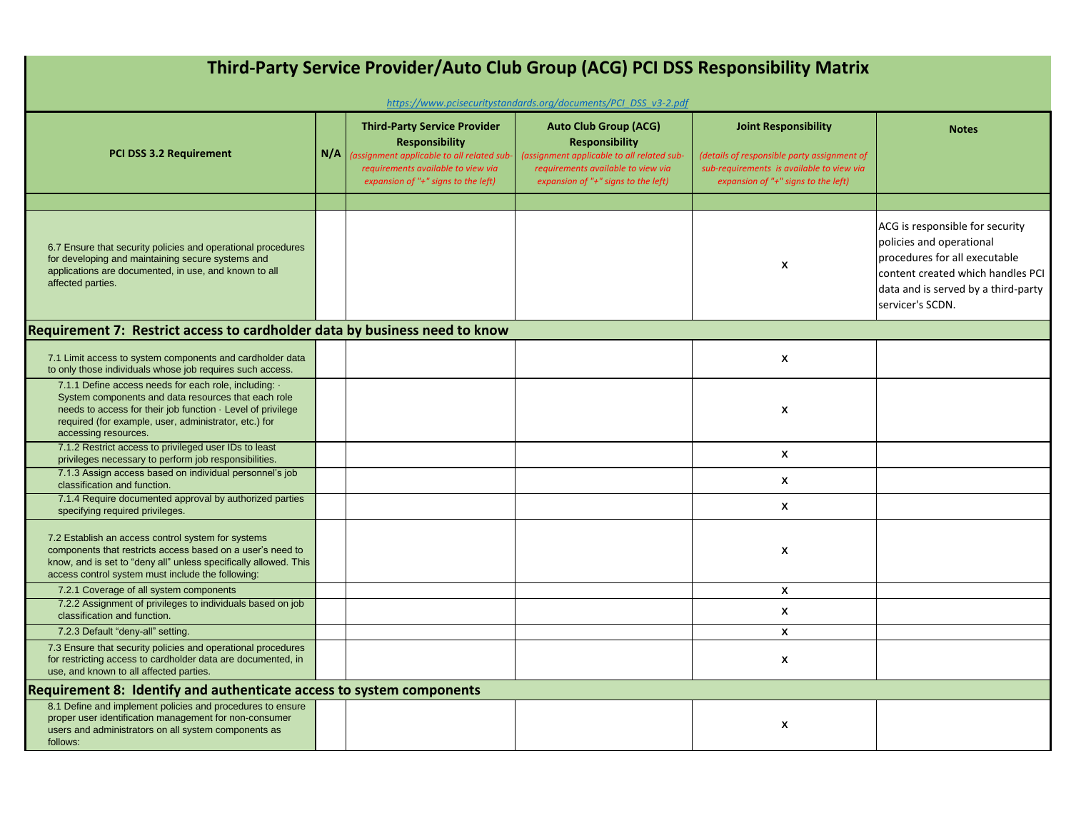# Third-Party Service Provider/Auto Club Group (ACG) PCI DSS Responsibility Matrix

https://www.pcisecuritystandards.org/documents/PCI_DSS_v3-2.pdf

| PCI DSS 3.2 Requirement | N/A | Third-Party Service Provider Responsibility *(assignment applicable to all related sub-requirements available to view via expansion of "+" signs to the left)* | Auto Club Group (ACG) Responsibility *(assignment applicable to all related sub-requirements available to view via expansion of "+" signs to the left)* | Joint Responsibility *(details of responsible party assignment of sub-requirements is available to view via expansion of "+" signs to the left)* | Notes |
|---|---|---|---|---|---|
| | | | | | |
| 6.7 Ensure that security policies and operational procedures for developing and maintaining secure systems and applications are documented, in use, and known to all affected parties. | | | | x | ACG is responsible for security policies and operational procedures for all executable content created which handles PCI data and is served by a third-party servicer's SCDN. |
| **Requirement 7: Restrict access to cardholder data by business need to know** | | | | | |
| 7.1 Limit access to system components and cardholder data to only those individuals whose job requires such access. | | | | x | |
| 7.1.1 Define access needs for each role, including: · System components and data resources that each role needs to access for their job function · Level of privilege required (for example, user, administrator, etc.) for accessing resources. | | | | x | |
| 7.1.2 Restrict access to privileged user IDs to least privileges necessary to perform job responsibilities. | | | | x | |
| 7.1.3 Assign access based on individual personnel's job classification and function. | | | | x | |
| 7.1.4 Require documented approval by authorized parties specifying required privileges. | | | | x | |
| 7.2 Establish an access control system for systems components that restricts access based on a user's need to know, and is set to "deny all" unless specifically allowed. This access control system must include the following: | | | | x | |
| 7.2.1 Coverage of all system components | | | | x | |
| 7.2.2 Assignment of privileges to individuals based on job classification and function. | | | | x | |
| 7.2.3 Default "deny-all" setting. | | | | x | |
| 7.3 Ensure that security policies and operational procedures for restricting access to cardholder data are documented, in use, and known to all affected parties. | | | | x | |
| **Requirement 8: Identify and authenticate access to system components** | | | | | |
| 8.1 Define and implement policies and procedures to ensure proper user identification management for non-consumer users and administrators on all system components as follows: | | | | x | |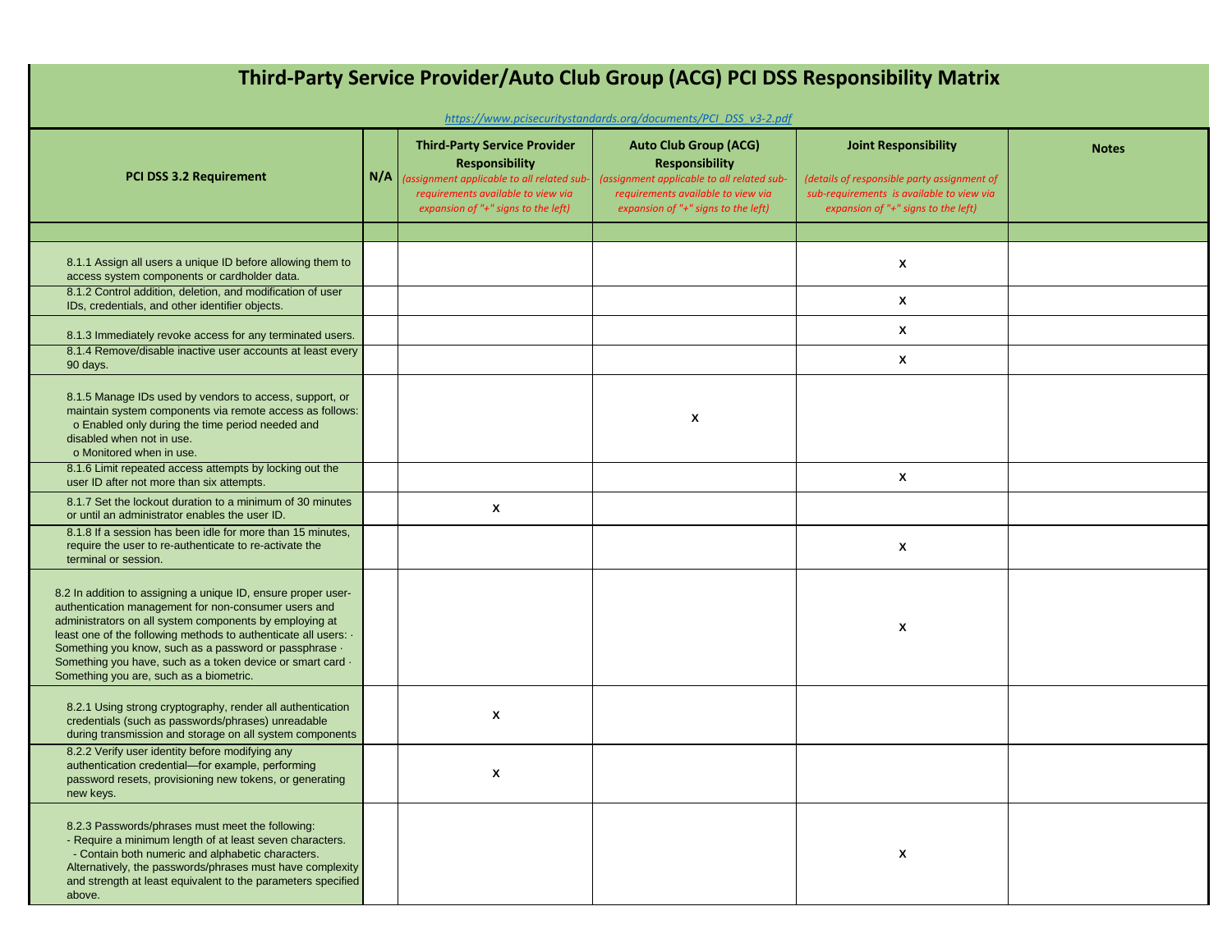# Third-Party Service Provider/Auto Club Group (ACG) PCI DSS Responsibility Matrix

*https://www.pcisecuritystandards.org/documents/PCI_DSS_v3-2.pdf*

| PCI DSS 3.2 Requirement | N/A | Third-Party Service Provider Responsibility *(assignment applicable to all related sub-requirements available to view via expansion of "+" signs to the left)* | Auto Club Group (ACG) Responsibility *(assignment applicable to all related sub-requirements available to view via expansion of "+" signs to the left)* | Joint Responsibility *(details of responsible party assignment of sub-requirements is available to view via expansion of "+" signs to the left)* | Notes |
|---|---|---|---|---|---|
| | | | | | |
| 8.1.1 Assign all users a unique ID before allowing them to access system components or cardholder data. | | | | x | |
| 8.1.2 Control addition, deletion, and modification of user IDs, credentials, and other identifier objects. | | | | x | |
| 8.1.3 Immediately revoke access for any terminated users. | | | | x | |
| 8.1.4 Remove/disable inactive user accounts at least every 90 days. | | | | x | |
| 8.1.5 Manage IDs used by vendors to access, support, or maintain system components via remote access as follows: o Enabled only during the time period needed and disabled when not in use. o Monitored when in use. | | | x | | |
| 8.1.6 Limit repeated access attempts by locking out the user ID after not more than six attempts. | | | | x | |
| 8.1.7 Set the lockout duration to a minimum of 30 minutes or until an administrator enables the user ID. | | x | | | |
| 8.1.8 If a session has been idle for more than 15 minutes, require the user to re-authenticate to re-activate the terminal or session. | | | | x | |
| 8.2 In addition to assigning a unique ID, ensure proper user-authentication management for non-consumer users and administrators on all system components by employing at least one of the following methods to authenticate all users: · Something you know, such as a password or passphrase · Something you have, such as a token device or smart card · Something you are, such as a biometric. | | | | x | |
| 8.2.1 Using strong cryptography, render all authentication credentials (such as passwords/phrases) unreadable during transmission and storage on all system components | | x | | | |
| 8.2.2 Verify user identity before modifying any authentication credential—for example, performing password resets, provisioning new tokens, or generating new keys. | | x | | | |
| 8.2.3 Passwords/phrases must meet the following: - Require a minimum length of at least seven characters. - Contain both numeric and alphabetic characters. Alternatively, the passwords/phrases must have complexity and strength at least equivalent to the parameters specified above. | | | | x | |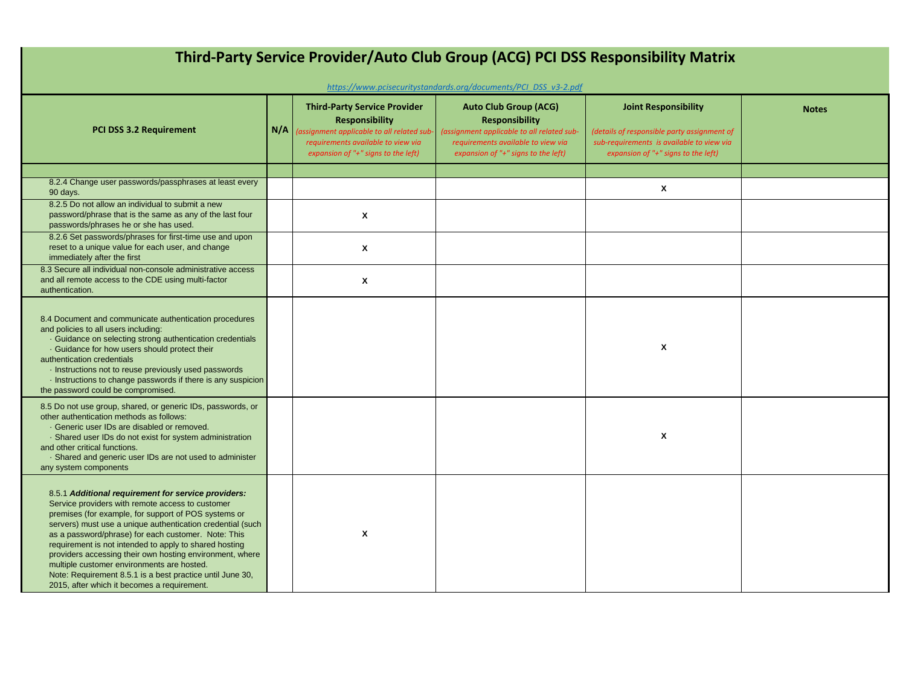# Third-Party Service Provider/Auto Club Group (ACG) PCI DSS Responsibility Matrix

https://www.pcisecuritystandards.org/documents/PCI_DSS_v3-2.pdf

| PCI DSS 3.2 Requirement | N/A | Third-Party Service Provider Responsibility *(assignment applicable to all related sub-requirements available to view via expansion of "+" signs to the left)* | Auto Club Group (ACG) Responsibility *(assignment applicable to all related sub-requirements available to view via expansion of "+" signs to the left)* | Joint Responsibility *(details of responsible party assignment of sub-requirements is available to view via expansion of "+" signs to the left)* | Notes |
|---|---|---|---|---|---|
| | | | | | |
| 8.2.4 Change user passwords/passphrases at least every 90 days. | | | | X | |
| 8.2.5 Do not allow an individual to submit a new password/phrase that is the same as any of the last four passwords/phrases he or she has used. | | X | | | |
| 8.2.6 Set passwords/phrases for first-time use and upon reset to a unique value for each user, and change immediately after the first | | X | | | |
| 8.3 Secure all individual non-console administrative access and all remote access to the CDE using multi-factor authentication. | | X | | | |
| 8.4 Document and communicate authentication procedures and policies to all users including:<br>· Guidance on selecting strong authentication credentials<br>· Guidance for how users should protect their authentication credentials<br>· Instructions not to reuse previously used passwords<br>· Instructions to change passwords if there is any suspicion the password could be compromised. | | | | X | |
| 8.5 Do not use group, shared, or generic IDs, passwords, or other authentication methods as follows:<br>· Generic user IDs are disabled or removed.<br>· Shared user IDs do not exist for system administration and other critical functions.<br>· Shared and generic user IDs are not used to administer any system components | | | | X | |
| 8.5.1 ***Additional requirement for service providers:*** Service providers with remote access to customer premises (for example, for support of POS systems or servers) must use a unique authentication credential (such as a password/phrase) for each customer. Note: This requirement is not intended to apply to shared hosting providers accessing their own hosting environment, where multiple customer environments are hosted.<br>Note: Requirement 8.5.1 is a best practice until June 30, 2015, after which it becomes a requirement. | | X | | | |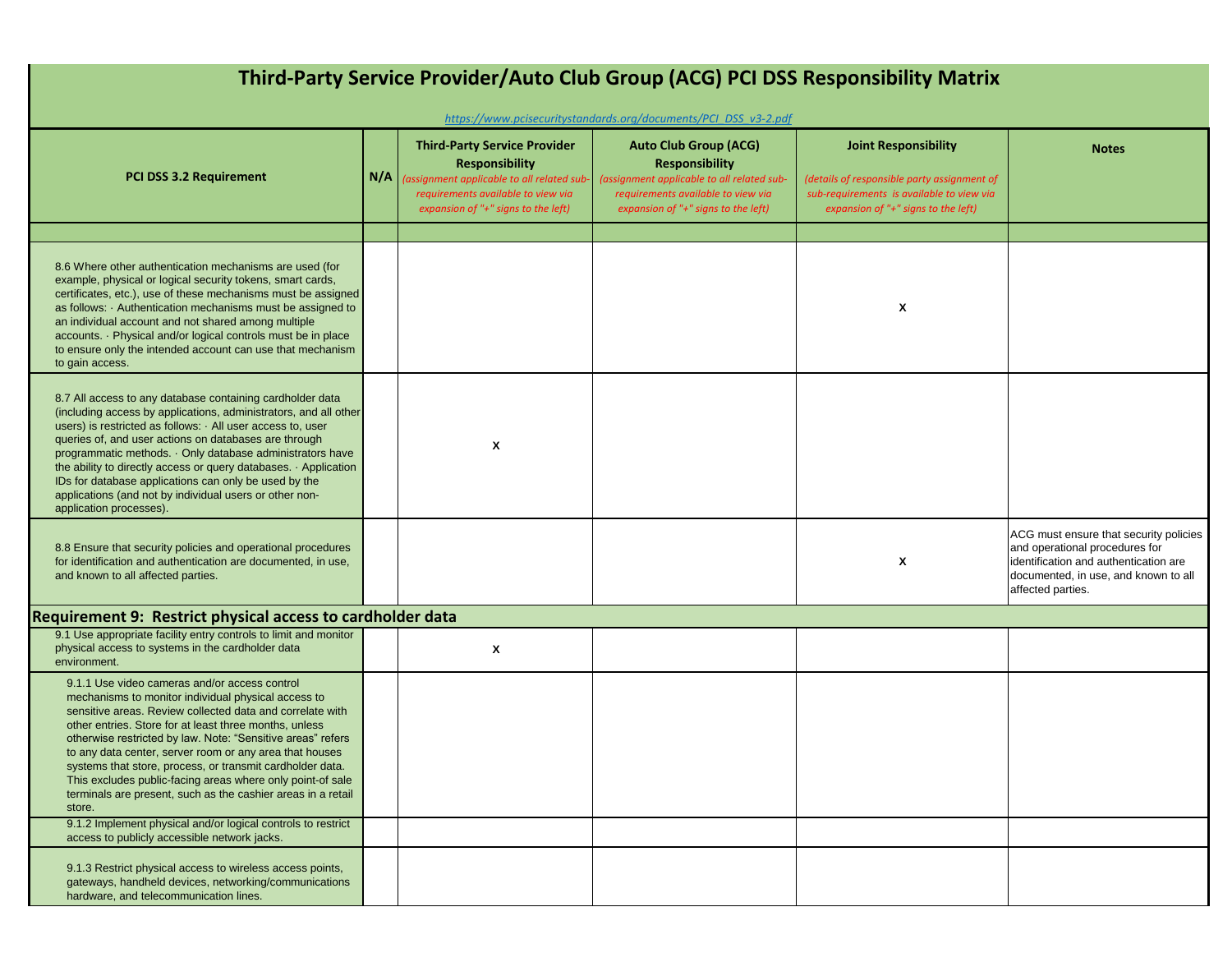# Third-Party Service Provider/Auto Club Group (ACG) PCI DSS Responsibility Matrix

*https://www.pcisecuritystandards.org/documents/PCI_DSS_v3-2.pdf*

| PCI DSS 3.2 Requirement | N/A | Third-Party Service Provider Responsibility *(assignment applicable to all related sub-requirements available to view via expansion of "+" signs to the left)* | Auto Club Group (ACG) Responsibility *(assignment applicable to all related sub-requirements available to view via expansion of "+" signs to the left)* | Joint Responsibility *(details of responsible party assignment of sub-requirements is available to view via expansion of "+" signs to the left)* | Notes |
|---|---|---|---|---|---|
| | | | | | |
| 8.6 Where other authentication mechanisms are used (for example, physical or logical security tokens, smart cards, certificates, etc.), use of these mechanisms must be assigned as follows: · Authentication mechanisms must be assigned to an individual account and not shared among multiple accounts. · Physical and/or logical controls must be in place to ensure only the intended account can use that mechanism to gain access. | | | | X | |
| 8.7 All access to any database containing cardholder data (including access by applications, administrators, and all other users) is restricted as follows: · All user access to, user queries of, and user actions on databases are through programmatic methods. · Only database administrators have the ability to directly access or query databases. · Application IDs for database applications can only be used by the applications (and not by individual users or other non-application processes). | | X | | | |
| 8.8 Ensure that security policies and operational procedures for identification and authentication are documented, in use, and known to all affected parties. | | | | X | ACG must ensure that security policies and operational procedures for identification and authentication are documented, in use, and known to all affected parties. |
| **Requirement 9: Restrict physical access to cardholder data** | | | | | |
| 9.1 Use appropriate facility entry controls to limit and monitor physical access to systems in the cardholder data environment. | | X | | | |
| 9.1.1 Use video cameras and/or access control mechanisms to monitor individual physical access to sensitive areas. Review collected data and correlate with other entries. Store for at least three months, unless otherwise restricted by law. Note: "Sensitive areas" refers to any data center, server room or any area that houses systems that store, process, or transmit cardholder data. This excludes public-facing areas where only point-of sale terminals are present, such as the cashier areas in a retail store. | | | | | |
| 9.1.2 Implement physical and/or logical controls to restrict access to publicly accessible network jacks. | | | | | |
| 9.1.3 Restrict physical access to wireless access points, gateways, handheld devices, networking/communications hardware, and telecommunication lines. | | | | | |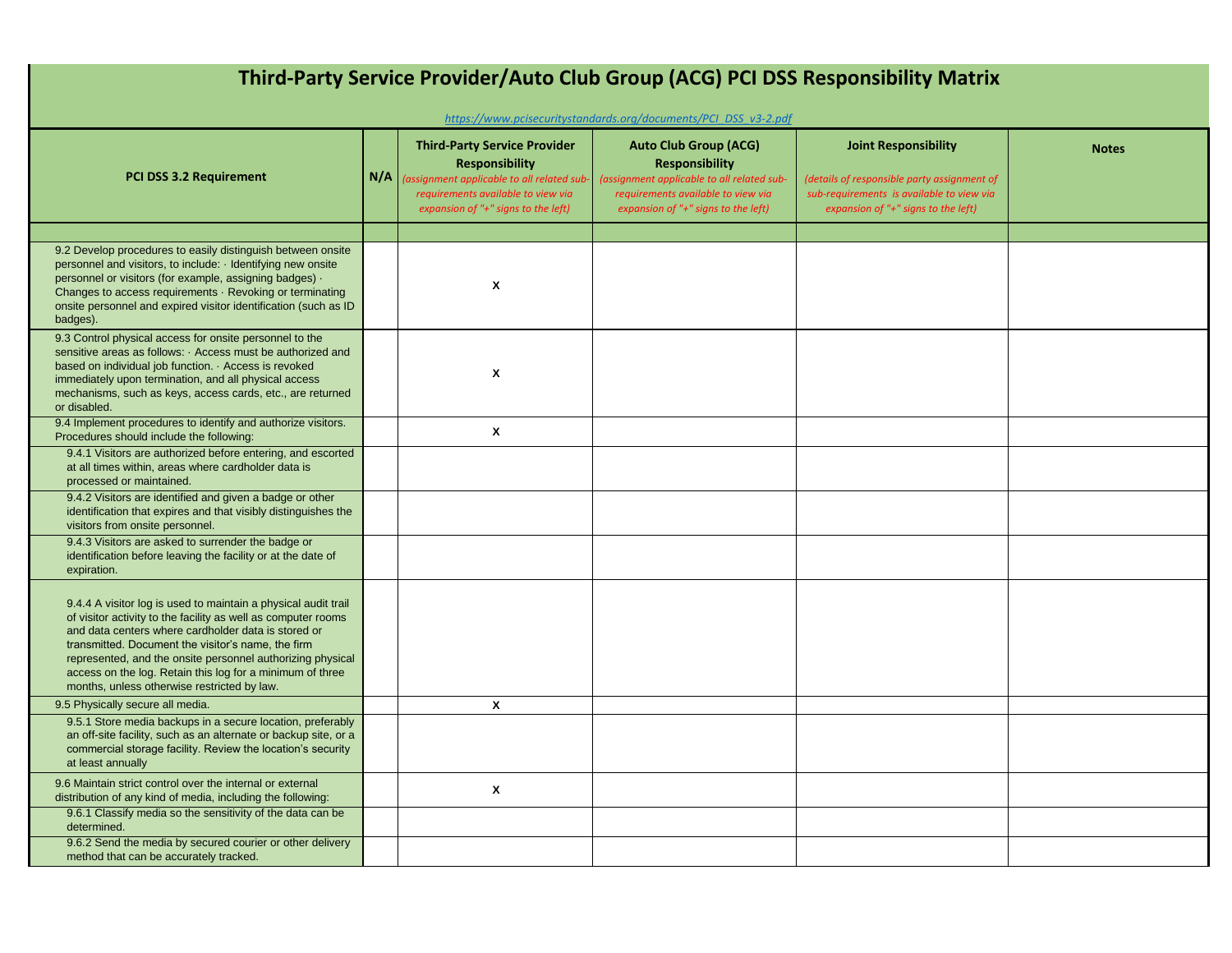# Third-Party Service Provider/Auto Club Group (ACG) PCI DSS Responsibility Matrix

*https://www.pcisecuritystandards.org/documents/PCI_DSS_v3-2.pdf*

| PCI DSS 3.2 Requirement | N/A | Third-Party Service Provider Responsibility *(assignment applicable to all related sub-requirements available to view via expansion of "+" signs to the left)* | Auto Club Group (ACG) Responsibility *(assignment applicable to all related sub-requirements available to view via expansion of "+" signs to the left)* | Joint Responsibility *(details of responsible party assignment of sub-requirements is available to view via expansion of "+" signs to the left)* | Notes |
|---|---|---|---|---|---|
| | | | | | |
| 9.2 Develop procedures to easily distinguish between onsite personnel and visitors, to include: · Identifying new onsite personnel or visitors (for example, assigning badges) · Changes to access requirements · Revoking or terminating onsite personnel and expired visitor identification (such as ID badges). | | X | | | |
| 9.3 Control physical access for onsite personnel to the sensitive areas as follows: · Access must be authorized and based on individual job function. · Access is revoked immediately upon termination, and all physical access mechanisms, such as keys, access cards, etc., are returned or disabled. | | X | | | |
| 9.4 Implement procedures to identify and authorize visitors. Procedures should include the following: | | X | | | |
| 9.4.1 Visitors are authorized before entering, and escorted at all times within, areas where cardholder data is processed or maintained. | | | | | |
| 9.4.2 Visitors are identified and given a badge or other identification that expires and that visibly distinguishes the visitors from onsite personnel. | | | | | |
| 9.4.3 Visitors are asked to surrender the badge or identification before leaving the facility or at the date of expiration. | | | | | |
| 9.4.4 A visitor log is used to maintain a physical audit trail of visitor activity to the facility as well as computer rooms and data centers where cardholder data is stored or transmitted. Document the visitor's name, the firm represented, and the onsite personnel authorizing physical access on the log. Retain this log for a minimum of three months, unless otherwise restricted by law. | | | | | |
| 9.5 Physically secure all media. | | X | | | |
| 9.5.1 Store media backups in a secure location, preferably an off-site facility, such as an alternate or backup site, or a commercial storage facility. Review the location's security at least annually | | | | | |
| 9.6 Maintain strict control over the internal or external distribution of any kind of media, including the following: | | X | | | |
| 9.6.1 Classify media so the sensitivity of the data can be determined. | | | | | |
| 9.6.2 Send the media by secured courier or other delivery method that can be accurately tracked. | | | | | |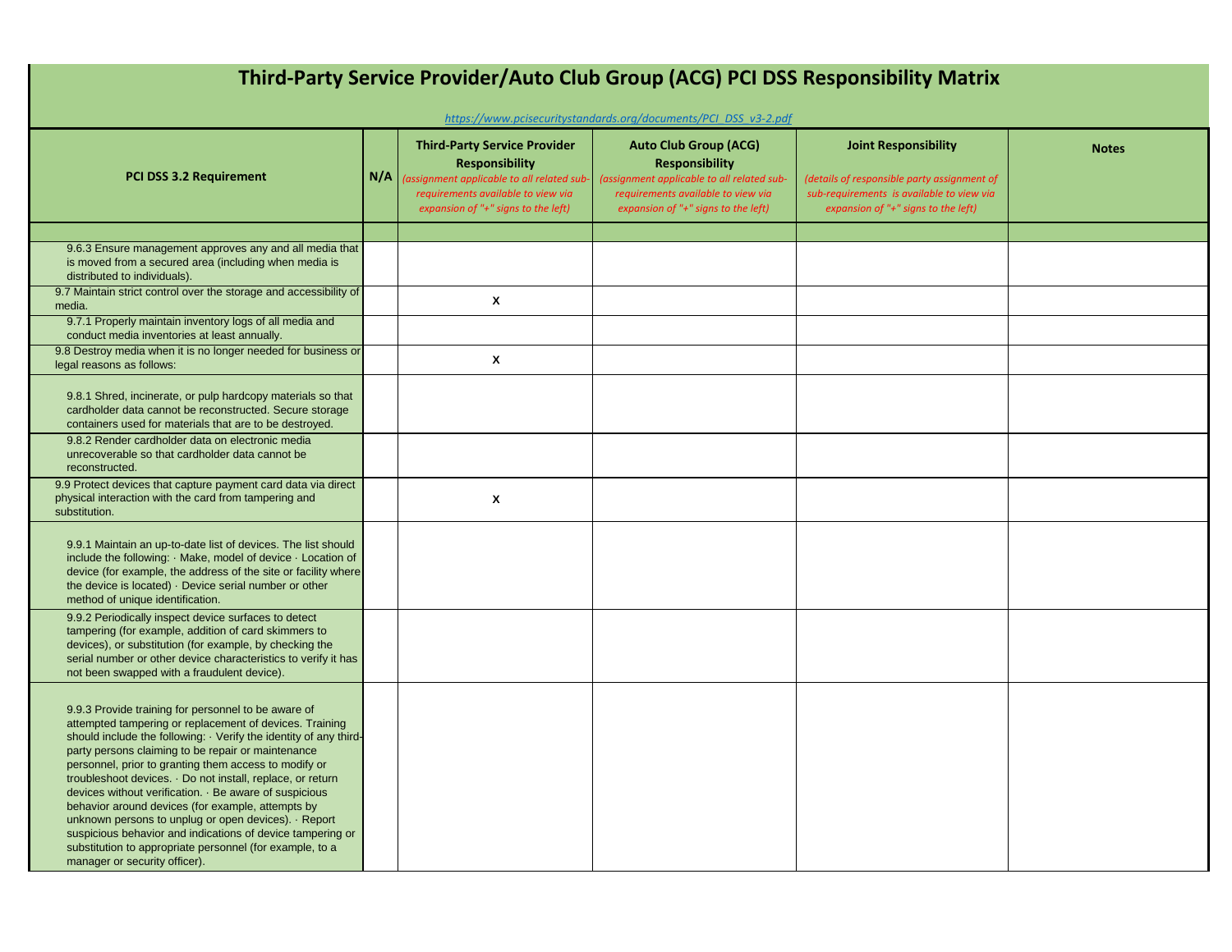# Third-Party Service Provider/Auto Club Group (ACG) PCI DSS Responsibility Matrix

*https://www.pcisecuritystandards.org/documents/PCI_DSS_v3-2.pdf*

| PCI DSS 3.2 Requirement | N/A | Third-Party Service Provider Responsibility *(assignment applicable to all related sub-requirements available to view via expansion of "+" signs to the left)* | Auto Club Group (ACG) Responsibility *(assignment applicable to all related sub-requirements available to view via expansion of "+" signs to the left)* | Joint Responsibility *(details of responsible party assignment of sub-requirements is available to view via expansion of "+" signs to the left)* | Notes |
|---|---|---|---|---|---|
| | | | | | |
| 9.6.3 Ensure management approves any and all media that is moved from a secured area (including when media is distributed to individuals). | | | | | |
| 9.7 Maintain strict control over the storage and accessibility of media. | | x | | | |
| 9.7.1 Properly maintain inventory logs of all media and conduct media inventories at least annually. | | | | | |
| 9.8 Destroy media when it is no longer needed for business or legal reasons as follows: | | x | | | |
| 9.8.1 Shred, incinerate, or pulp hardcopy materials so that cardholder data cannot be reconstructed. Secure storage containers used for materials that are to be destroyed. | | | | | |
| 9.8.2 Render cardholder data on electronic media unrecoverable so that cardholder data cannot be reconstructed. | | | | | |
| 9.9 Protect devices that capture payment card data via direct physical interaction with the card from tampering and substitution. | | x | | | |
| 9.9.1 Maintain an up-to-date list of devices. The list should include the following: · Make, model of device · Location of device (for example, the address of the site or facility where the device is located) · Device serial number or other method of unique identification. | | | | | |
| 9.9.2 Periodically inspect device surfaces to detect tampering (for example, addition of card skimmers to devices), or substitution (for example, by checking the serial number or other device characteristics to verify it has not been swapped with a fraudulent device). | | | | | |
| 9.9.3 Provide training for personnel to be aware of attempted tampering or replacement of devices. Training should include the following: · Verify the identity of any third-party persons claiming to be repair or maintenance personnel, prior to granting them access to modify or troubleshoot devices. · Do not install, replace, or return devices without verification. · Be aware of suspicious behavior around devices (for example, attempts by unknown persons to unplug or open devices). · Report suspicious behavior and indications of device tampering or substitution to appropriate personnel (for example, to a manager or security officer). | | | | | |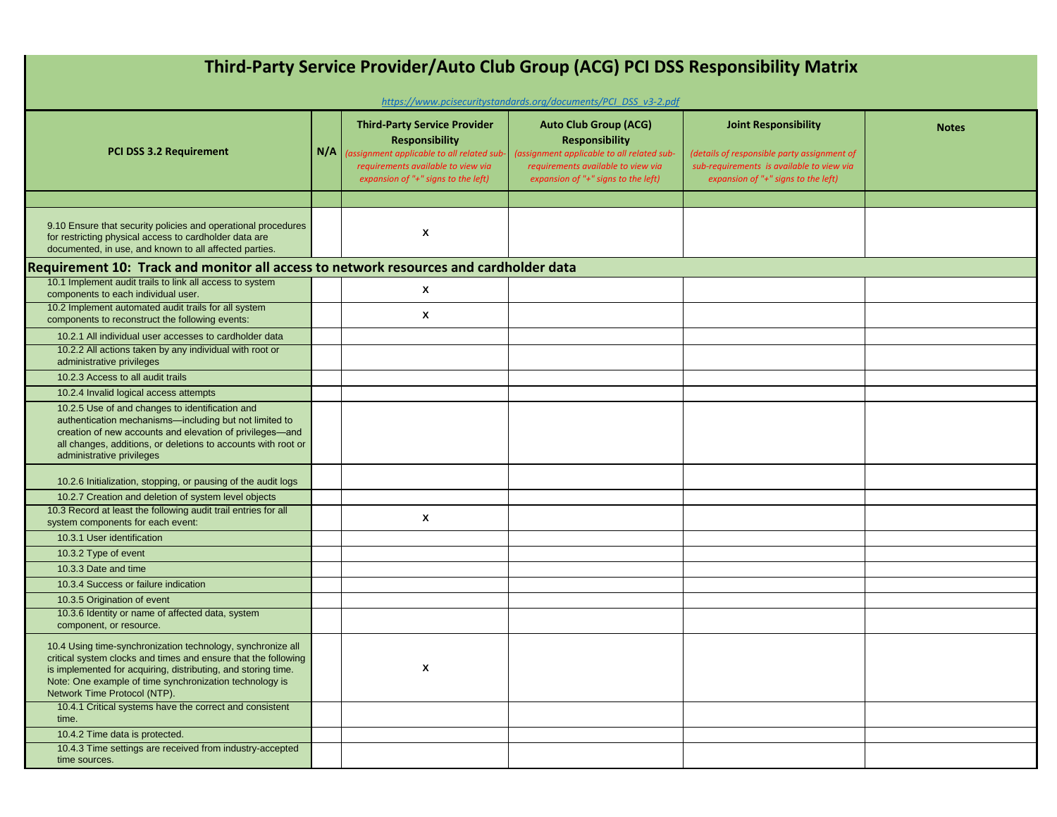# Third-Party Service Provider/Auto Club Group (ACG) PCI DSS Responsibility Matrix

*https://www.pcisecuritystandards.org/documents/PCI_DSS_v3-2.pdf*

| PCI DSS 3.2 Requirement | N/A | Third-Party Service Provider Responsibility *(assignment applicable to all related sub-requirements available to view via expansion of "+" signs to the left)* | Auto Club Group (ACG) Responsibility *(assignment applicable to all related sub-requirements available to view via expansion of "+" signs to the left)* | Joint Responsibility *(details of responsible party assignment of sub-requirements is available to view via expansion of "+" signs to the left)* | Notes |
|---|---|---|---|---|---|
| | | | | | |
| 9.10 Ensure that security policies and operational procedures for restricting physical access to cardholder data are documented, in use, and known to all affected parties. | | x | | | |
| **Requirement 10: Track and monitor all access to network resources and cardholder data** | | | | | |
| 10.1 Implement audit trails to link all access to system components to each individual user. | | x | | | |
| 10.2 Implement automated audit trails for all system components to reconstruct the following events: | | x | | | |
| 10.2.1 All individual user accesses to cardholder data | | | | | |
| 10.2.2 All actions taken by any individual with root or administrative privileges | | | | | |
| 10.2.3 Access to all audit trails | | | | | |
| 10.2.4 Invalid logical access attempts | | | | | |
| 10.2.5 Use of and changes to identification and authentication mechanisms—including but not limited to creation of new accounts and elevation of privileges—and all changes, additions, or deletions to accounts with root or administrative privileges | | | | | |
| 10.2.6 Initialization, stopping, or pausing of the audit logs | | | | | |
| 10.2.7 Creation and deletion of system level objects | | | | | |
| 10.3 Record at least the following audit trail entries for all system components for each event: | | x | | | |
| 10.3.1 User identification | | | | | |
| 10.3.2 Type of event | | | | | |
| 10.3.3 Date and time | | | | | |
| 10.3.4 Success or failure indication | | | | | |
| 10.3.5 Origination of event | | | | | |
| 10.3.6 Identity or name of affected data, system component, or resource. | | | | | |
| 10.4 Using time-synchronization technology, synchronize all critical system clocks and times and ensure that the following is implemented for acquiring, distributing, and storing time. Note: One example of time synchronization technology is Network Time Protocol (NTP). | | x | | | |
| 10.4.1 Critical systems have the correct and consistent time. | | | | | |
| 10.4.2 Time data is protected. | | | | | |
| 10.4.3 Time settings are received from industry-accepted time sources. | | | | | |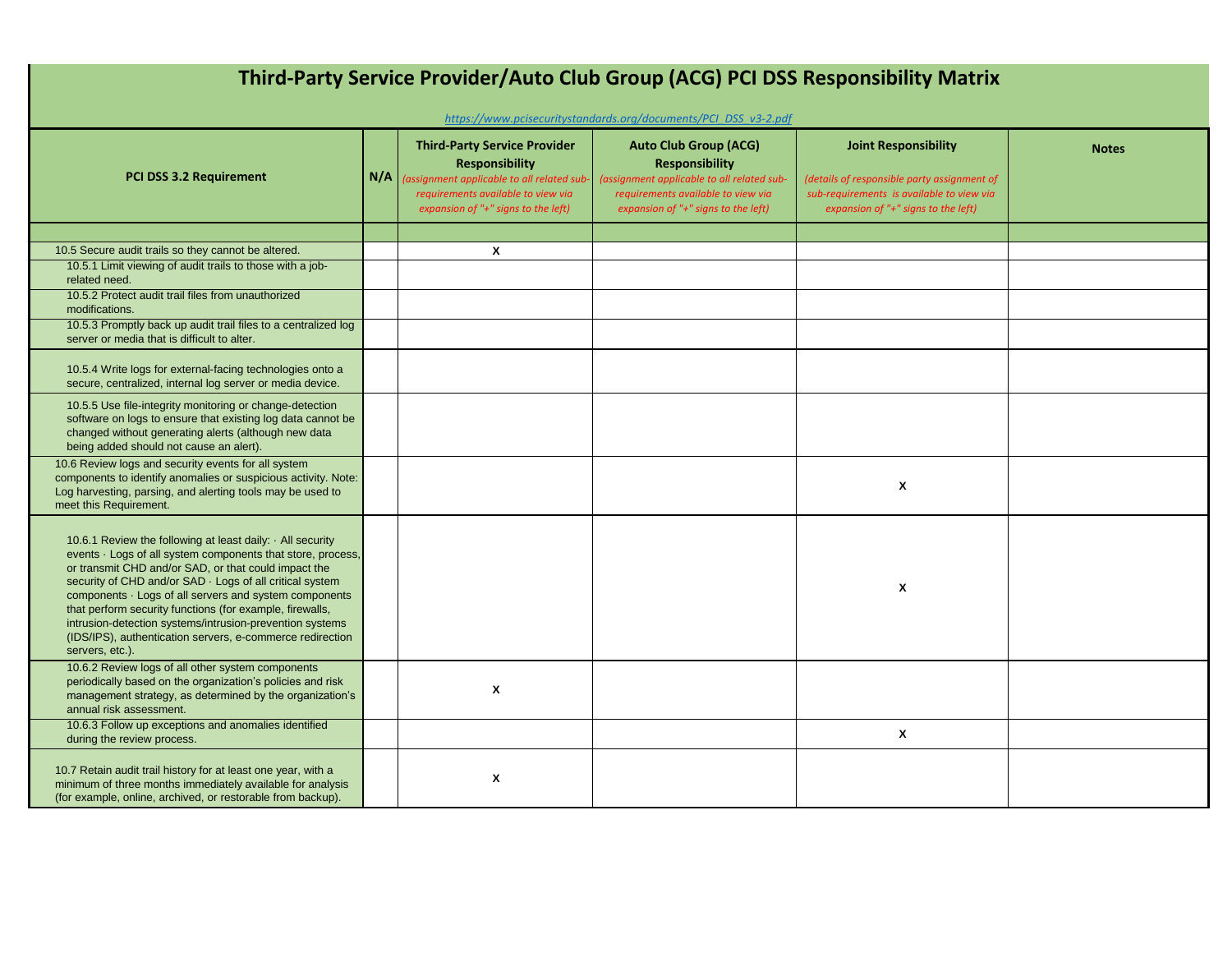# Third-Party Service Provider/Auto Club Group (ACG) PCI DSS Responsibility Matrix

*https://www.pcisecuritystandards.org/documents/PCI_DSS_v3-2.pdf*

| PCI DSS 3.2 Requirement | N/A | Third-Party Service Provider Responsibility *(assignment applicable to all related sub-requirements available to view via expansion of "+" signs to the left)* | Auto Club Group (ACG) Responsibility *(assignment applicable to all related sub-requirements available to view via expansion of "+" signs to the left)* | Joint Responsibility *(details of responsible party assignment of sub-requirements is available to view via expansion of "+" signs to the left)* | Notes |
|---|---|---|---|---|---|
| | | | | | |
| 10.5 Secure audit trails so they cannot be altered. | | x | | | |
| 10.5.1 Limit viewing of audit trails to those with a job-related need. | | | | | |
| 10.5.2 Protect audit trail files from unauthorized modifications. | | | | | |
| 10.5.3 Promptly back up audit trail files to a centralized log server or media that is difficult to alter. | | | | | |
| 10.5.4 Write logs for external-facing technologies onto a secure, centralized, internal log server or media device. | | | | | |
| 10.5.5 Use file-integrity monitoring or change-detection software on logs to ensure that existing log data cannot be changed without generating alerts (although new data being added should not cause an alert). | | | | | |
| 10.6 Review logs and security events for all system components to identify anomalies or suspicious activity. Note: Log harvesting, parsing, and alerting tools may be used to meet this Requirement. | | | | x | |
| 10.6.1 Review the following at least daily: · All security events · Logs of all system components that store, process, or transmit CHD and/or SAD, or that could impact the security of CHD and/or SAD · Logs of all critical system components · Logs of all servers and system components that perform security functions (for example, firewalls, intrusion-detection systems/intrusion-prevention systems (IDS/IPS), authentication servers, e-commerce redirection servers, etc.). | | | | x | |
| 10.6.2 Review logs of all other system components periodically based on the organization's policies and risk management strategy, as determined by the organization's annual risk assessment. | | x | | | |
| 10.6.3 Follow up exceptions and anomalies identified during the review process. | | | | x | |
| 10.7 Retain audit trail history for at least one year, with a minimum of three months immediately available for analysis (for example, online, archived, or restorable from backup). | | x | | | |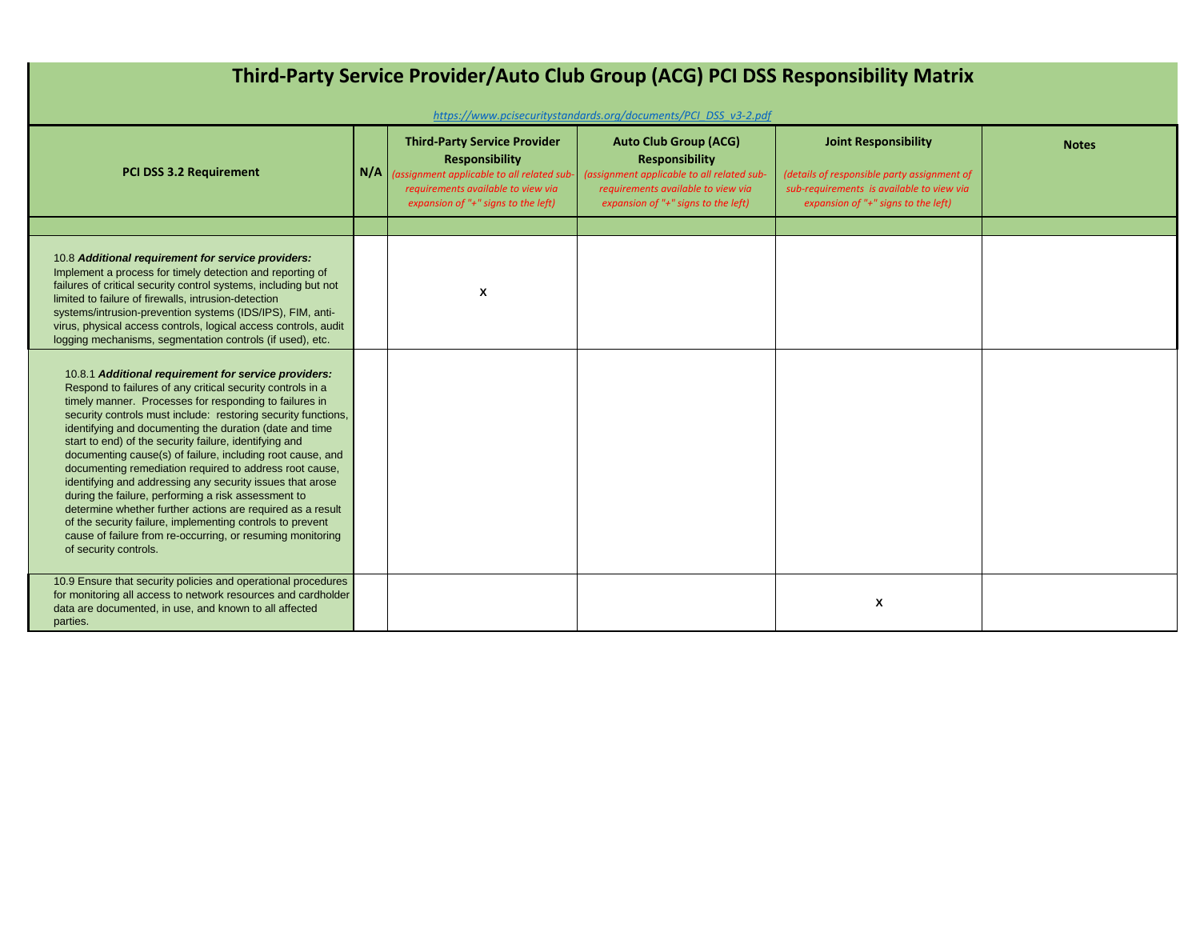# Third-Party Service Provider/Auto Club Group (ACG) PCI DSS Responsibility Matrix

https://www.pcisecuritystandards.org/documents/PCI_DSS_v3-2.pdf

| PCI DSS 3.2 Requirement | N/A | Third-Party Service Provider Responsibility *(assignment applicable to all related sub-requirements available to view via expansion of "+" signs to the left)* | Auto Club Group (ACG) Responsibility *(assignment applicable to all related sub-requirements available to view via expansion of "+" signs to the left)* | Joint Responsibility *(details of responsible party assignment of sub-requirements is available to view via expansion of "+" signs to the left)* | Notes |
|---|---|---|---|---|---|
| | | | | | |
| 10.8 ***Additional requirement for service providers:*** Implement a process for timely detection and reporting of failures of critical security control systems, including but not limited to failure of firewalls, intrusion-detection systems/intrusion-prevention systems (IDS/IPS), FIM, anti-virus, physical access controls, logical access controls, audit logging mechanisms, segmentation controls (if used), etc. | | x | | | |
| 10.8.1 ***Additional requirement for service providers:*** Respond to failures of any critical security controls in a timely manner. Processes for responding to failures in security controls must include: restoring security functions, identifying and documenting the duration (date and time start to end) of the security failure, identifying and documenting cause(s) of failure, including root cause, and documenting remediation required to address root cause, identifying and addressing any security issues that arose during the failure, performing a risk assessment to determine whether further actions are required as a result of the security failure, implementing controls to prevent cause of failure from re-occurring, or resuming monitoring of security controls. | | | | | |
| 10.9 Ensure that security policies and operational procedures for monitoring all access to network resources and cardholder data are documented, in use, and known to all affected parties. | | | | x | |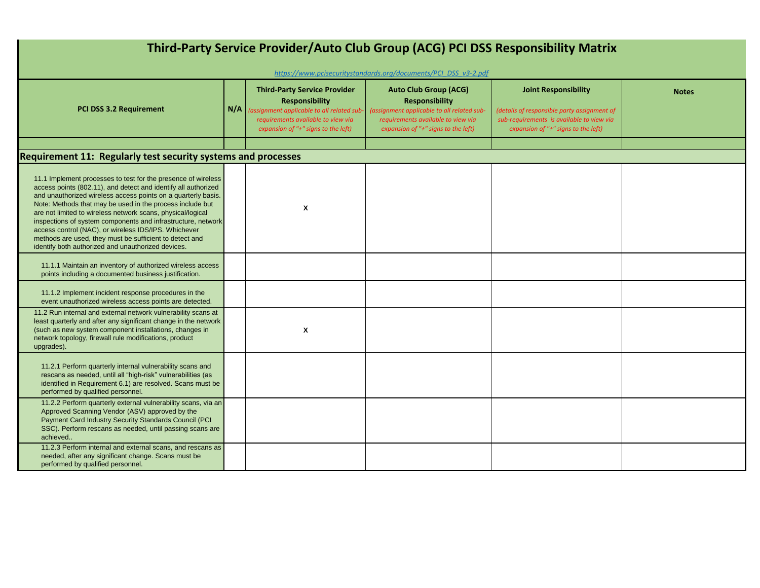# Third-Party Service Provider/Auto Club Group (ACG) PCI DSS Responsibility Matrix

https://www.pcisecuritystandards.org/documents/PCI_DSS_v3-2.pdf

| PCI DSS 3.2 Requirement | N/A | Third-Party Service Provider Responsibility *(assignment applicable to all related sub-requirements available to view via expansion of "+" signs to the left)* | Auto Club Group (ACG) Responsibility *(assignment applicable to all related sub-requirements available to view via expansion of "+" signs to the left)* | Joint Responsibility *(details of responsible party assignment of sub-requirements is available to view via expansion of "+" signs to the left)* | Notes |
|---|---|---|---|---|---|
| | | | | | |
| **Requirement 11: Regularly test security systems and processes** | | | | | |
| 11.1 Implement processes to test for the presence of wireless access points (802.11), and detect and identify all authorized and unauthorized wireless access points on a quarterly basis. Note: Methods that may be used in the process include but are not limited to wireless network scans, physical/logical inspections of system components and infrastructure, network access control (NAC), or wireless IDS/IPS. Whichever methods are used, they must be sufficient to detect and identify both authorized and unauthorized devices. | | x | | | |
| 11.1.1 Maintain an inventory of authorized wireless access points including a documented business justification. | | | | | |
| 11.1.2 Implement incident response procedures in the event unauthorized wireless access points are detected. | | | | | |
| 11.2 Run internal and external network vulnerability scans at least quarterly and after any significant change in the network (such as new system component installations, changes in network topology, firewall rule modifications, product upgrades). | | x | | | |
| 11.2.1 Perform quarterly internal vulnerability scans and rescans as needed, until all "high-risk" vulnerabilities (as identified in Requirement 6.1) are resolved. Scans must be performed by qualified personnel. | | | | | |
| 11.2.2 Perform quarterly external vulnerability scans, via an Approved Scanning Vendor (ASV) approved by the Payment Card Industry Security Standards Council (PCI SSC). Perform rescans as needed, until passing scans are achieved.. | | | | | |
| 11.2.3 Perform internal and external scans, and rescans as needed, after any significant change. Scans must be performed by qualified personnel. | | | | | |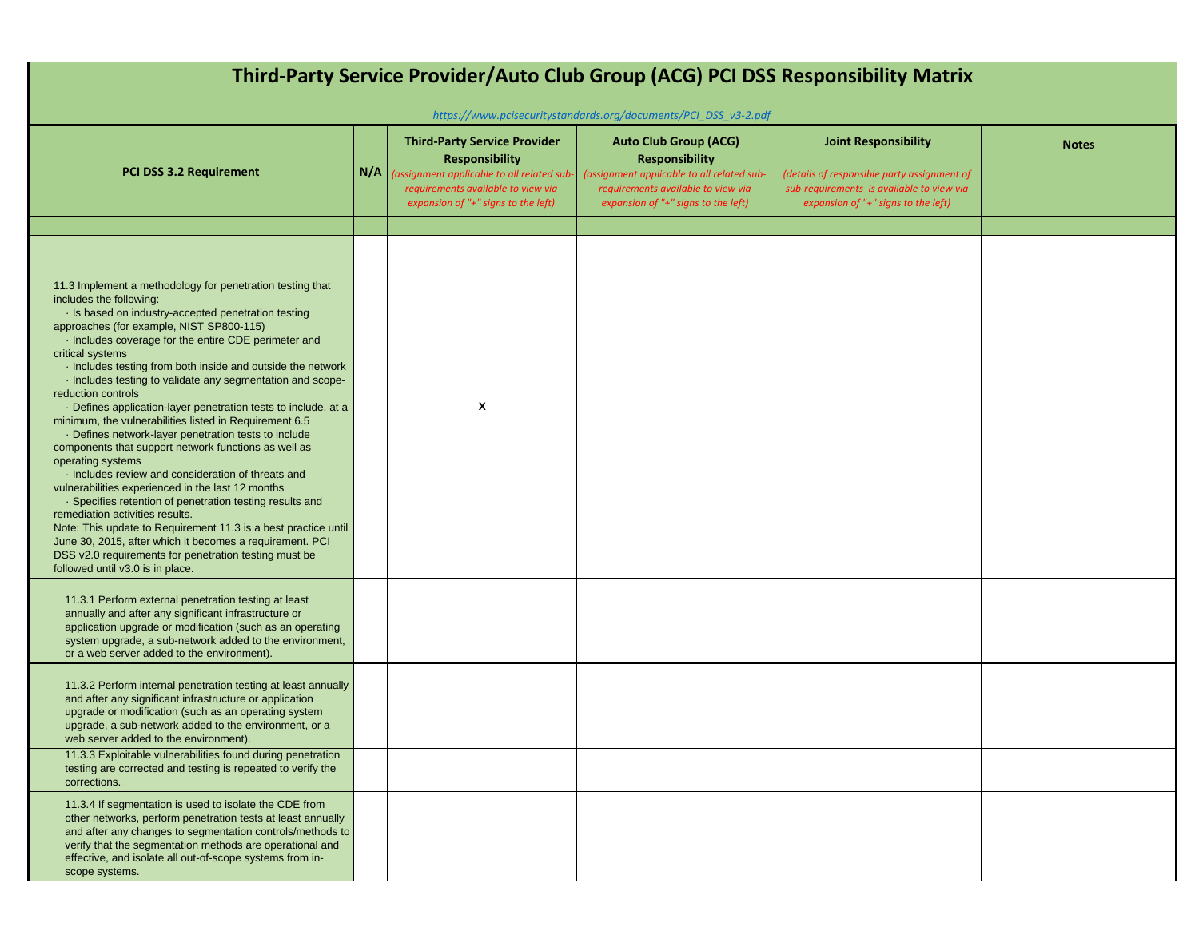# Third-Party Service Provider/Auto Club Group (ACG) PCI DSS Responsibility Matrix

*https://www.pcisecuritystandards.org/documents/PCI_DSS_v3-2.pdf*

| PCI DSS 3.2 Requirement | N/A | Third-Party Service Provider Responsibility *(assignment applicable to all related sub-requirements available to view via expansion of "+" signs to the left)* | Auto Club Group (ACG) Responsibility *(assignment applicable to all related sub-requirements available to view via expansion of "+" signs to the left)* | Joint Responsibility *(details of responsible party assignment of sub-requirements is available to view via expansion of "+" signs to the left)* | Notes |
|---|---|---|---|---|---|
| | | | | | |
| 11.3 Implement a methodology for penetration testing that includes the following:<br>· Is based on industry-accepted penetration testing approaches (for example, NIST SP800-115)<br>· Includes coverage for the entire CDE perimeter and critical systems<br>· Includes testing from both inside and outside the network<br>· Includes testing to validate any segmentation and scope-reduction controls<br>· Defines application-layer penetration tests to include, at a minimum, the vulnerabilities listed in Requirement 6.5<br>· Defines network-layer penetration tests to include components that support network functions as well as operating systems<br>· Includes review and consideration of threats and vulnerabilities experienced in the last 12 months<br>· Specifies retention of penetration testing results and remediation activities results.<br>Note: This update to Requirement 11.3 is a best practice until June 30, 2015, after which it becomes a requirement. PCI DSS v2.0 requirements for penetration testing must be followed until v3.0 is in place. | | X | | | |
| 11.3.1 Perform external penetration testing at least annually and after any significant infrastructure or application upgrade or modification (such as an operating system upgrade, a sub-network added to the environment, or a web server added to the environment). | | | | | |
| 11.3.2 Perform internal penetration testing at least annually and after any significant infrastructure or application upgrade or modification (such as an operating system upgrade, a sub-network added to the environment, or a web server added to the environment). | | | | | |
| 11.3.3 Exploitable vulnerabilities found during penetration testing are corrected and testing is repeated to verify the corrections. | | | | | |
| 11.3.4 If segmentation is used to isolate the CDE from other networks, perform penetration tests at least annually and after any changes to segmentation controls/methods to verify that the segmentation methods are operational and effective, and isolate all out-of-scope systems from in-scope systems. | | | | | |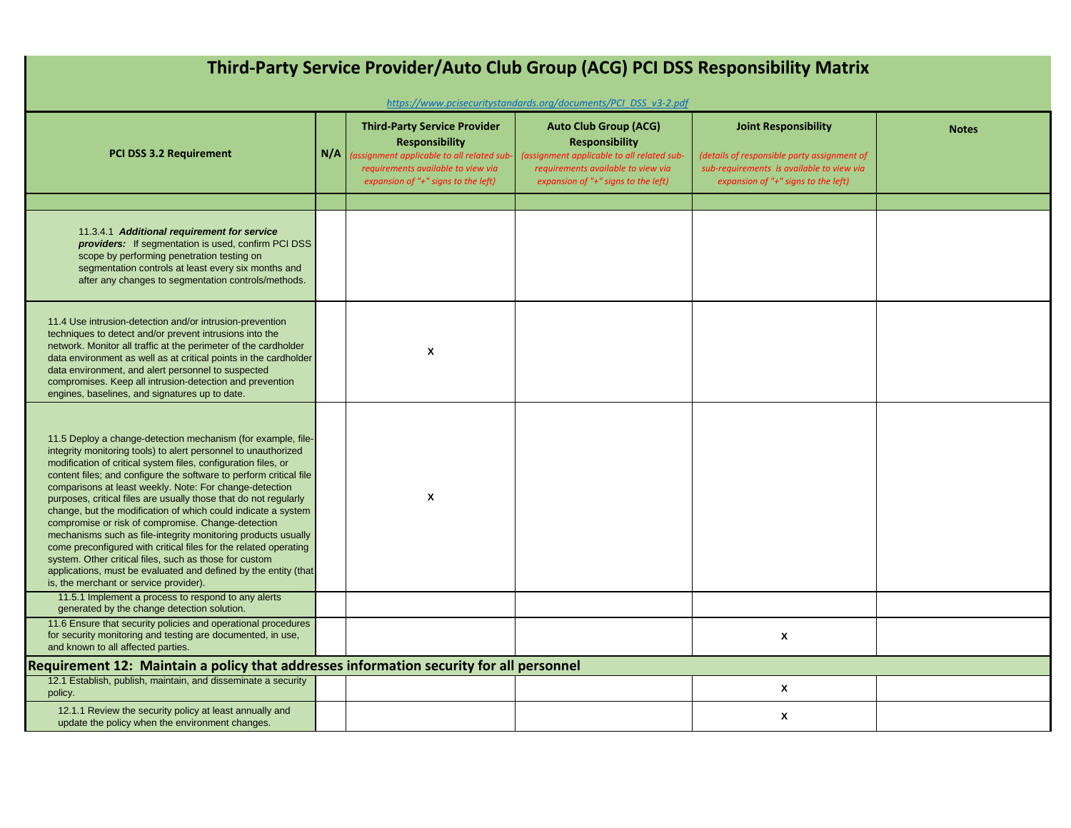# Third-Party Service Provider/Auto Club Group (ACG) PCI DSS Responsibility Matrix

https://www.pcisecuritystandards.org/documents/PCI_DSS_v3-2.pdf

| PCI DSS 3.2 Requirement | N/A | Third-Party Service Provider Responsibility *(assignment applicable to all related sub-requirements available to view via expansion of "+" signs to the left)* | Auto Club Group (ACG) Responsibility *(assignment applicable to all related sub-requirements available to view via expansion of "+" signs to the left)* | Joint Responsibility *(details of responsible party assignment of sub-requirements is available to view via expansion of "+" signs to the left)* | Notes |
|---|---|---|---|---|---|
| | | | | | |
| 11.3.4.1 ***Additional requirement for service providers:*** If segmentation is used, confirm PCI DSS scope by performing penetration testing on segmentation controls at least every six months and after any changes to segmentation controls/methods. | | | | | |
| 11.4 Use intrusion-detection and/or intrusion-prevention techniques to detect and/or prevent intrusions into the network. Monitor all traffic at the perimeter of the cardholder data environment as well as at critical points in the cardholder data environment, and alert personnel to suspected compromises. Keep all intrusion-detection and prevention engines, baselines, and signatures up to date. | | x | | | |
| 11.5 Deploy a change-detection mechanism (for example, file-integrity monitoring tools) to alert personnel to unauthorized modification of critical system files, configuration files, or content files; and configure the software to perform critical file comparisons at least weekly. Note: For change-detection purposes, critical files are usually those that do not regularly change, but the modification of which could indicate a system compromise or risk of compromise. Change-detection mechanisms such as file-integrity monitoring products usually come preconfigured with critical files for the related operating system. Other critical files, such as those for custom applications, must be evaluated and defined by the entity (that is, the merchant or service provider). | | x | | | |
| 11.5.1 Implement a process to respond to any alerts generated by the change detection solution. | | | | | |
| 11.6 Ensure that security policies and operational procedures for security monitoring and testing are documented, in use, and known to all affected parties. | | | | x | |
| **Requirement 12: Maintain a policy that addresses information security for all personnel** | | | | | |
| 12.1 Establish, publish, maintain, and disseminate a security policy. | | | | x | |
| 12.1.1 Review the security policy at least annually and update the policy when the environment changes. | | | | x | |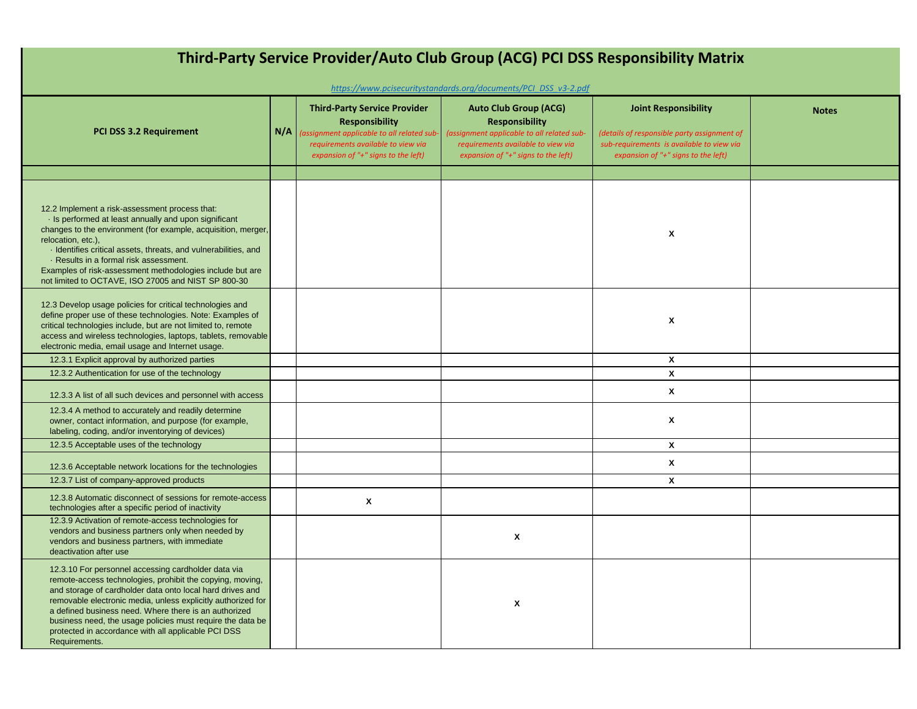# Third-Party Service Provider/Auto Club Group (ACG) PCI DSS Responsibility Matrix

*https://www.pcisecuritystandards.org/documents/PCI_DSS_v3-2.pdf*

| PCI DSS 3.2 Requirement | N/A | Third-Party Service Provider Responsibility *(assignment applicable to all related sub-requirements available to view via expansion of "+" signs to the left)* | Auto Club Group (ACG) Responsibility *(assignment applicable to all related sub-requirements available to view via expansion of "+" signs to the left)* | Joint Responsibility *(details of responsible party assignment of sub-requirements is available to view via expansion of "+" signs to the left)* | Notes |
|---|---|---|---|---|---|
| | | | | | |
| 12.2 Implement a risk-assessment process that: · Is performed at least annually and upon significant changes to the environment (for example, acquisition, merger, relocation, etc.), · Identifies critical assets, threats, and vulnerabilities, and · Results in a formal risk assessment. Examples of risk-assessment methodologies include but are not limited to OCTAVE, ISO 27005 and NIST SP 800-30 | | | | x | |
| 12.3 Develop usage policies for critical technologies and define proper use of these technologies. Note: Examples of critical technologies include, but are not limited to, remote access and wireless technologies, laptops, tablets, removable electronic media, email usage and Internet usage. | | | | x | |
| 12.3.1 Explicit approval by authorized parties | | | | x | |
| 12.3.2 Authentication for use of the technology | | | | x | |
| 12.3.3 A list of all such devices and personnel with access | | | | x | |
| 12.3.4 A method to accurately and readily determine owner, contact information, and purpose (for example, labeling, coding, and/or inventorying of devices) | | | | x | |
| 12.3.5 Acceptable uses of the technology | | | | x | |
| 12.3.6 Acceptable network locations for the technologies | | | | x | |
| 12.3.7 List of company-approved products | | | | x | |
| 12.3.8 Automatic disconnect of sessions for remote-access technologies after a specific period of inactivity | | x | | | |
| 12.3.9 Activation of remote-access technologies for vendors and business partners only when needed by vendors and business partners, with immediate deactivation after use | | | x | | |
| 12.3.10 For personnel accessing cardholder data via remote-access technologies, prohibit the copying, moving, and storage of cardholder data onto local hard drives and removable electronic media, unless explicitly authorized for a defined business need. Where there is an authorized business need, the usage policies must require the data be protected in accordance with all applicable PCI DSS Requirements. | | | x | | |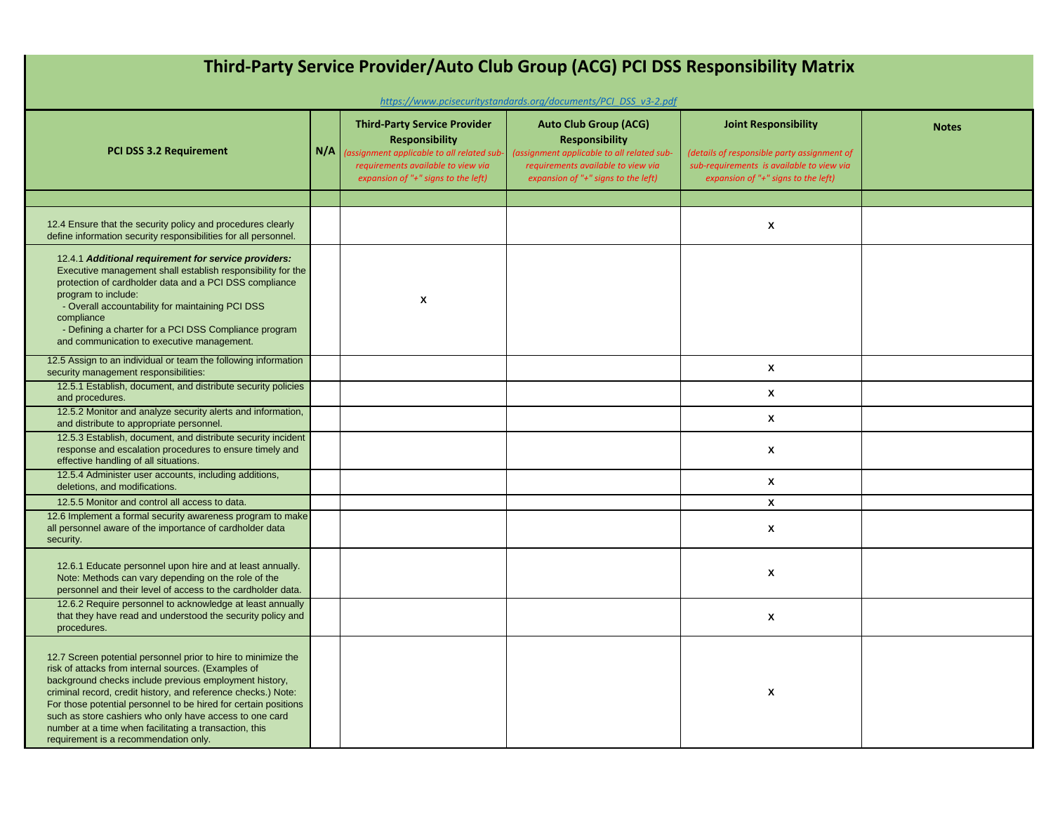# Third-Party Service Provider/Auto Club Group (ACG) PCI DSS Responsibility Matrix

*https://www.pcisecuritystandards.org/documents/PCI_DSS_v3-2.pdf*

| PCI DSS 3.2 Requirement | N/A | Third-Party Service Provider Responsibility *(assignment applicable to all related sub-requirements available to view via expansion of "+" signs to the left)* | Auto Club Group (ACG) Responsibility *(assignment applicable to all related sub-requirements available to view via expansion of "+" signs to the left)* | Joint Responsibility *(details of responsible party assignment of sub-requirements is available to view via expansion of "+" signs to the left)* | Notes |
|---|---|---|---|---|---|
| | | | | | |
| 12.4 Ensure that the security policy and procedures clearly define information security responsibilities for all personnel. | | | | X | |
| 12.4.1 ***Additional requirement for service providers:*** Executive management shall establish responsibility for the protection of cardholder data and a PCI DSS compliance program to include: - Overall accountability for maintaining PCI DSS compliance - Defining a charter for a PCI DSS Compliance program and communication to executive management. | | X | | | |
| 12.5 Assign to an individual or team the following information security management responsibilities: | | | | X | |
| 12.5.1 Establish, document, and distribute security policies and procedures. | | | | X | |
| 12.5.2 Monitor and analyze security alerts and information, and distribute to appropriate personnel. | | | | X | |
| 12.5.3 Establish, document, and distribute security incident response and escalation procedures to ensure timely and effective handling of all situations. | | | | X | |
| 12.5.4 Administer user accounts, including additions, deletions, and modifications. | | | | X | |
| 12.5.5 Monitor and control all access to data. | | | | X | |
| 12.6 Implement a formal security awareness program to make all personnel aware of the importance of cardholder data security. | | | | X | |
| 12.6.1 Educate personnel upon hire and at least annually. Note: Methods can vary depending on the role of the personnel and their level of access to the cardholder data. | | | | X | |
| 12.6.2 Require personnel to acknowledge at least annually that they have read and understood the security policy and procedures. | | | | X | |
| 12.7 Screen potential personnel prior to hire to minimize the risk of attacks from internal sources. (Examples of background checks include previous employment history, criminal record, credit history, and reference checks.) Note: For those potential personnel to be hired for certain positions such as store cashiers who only have access to one card number at a time when facilitating a transaction, this requirement is a recommendation only. | | | | X | |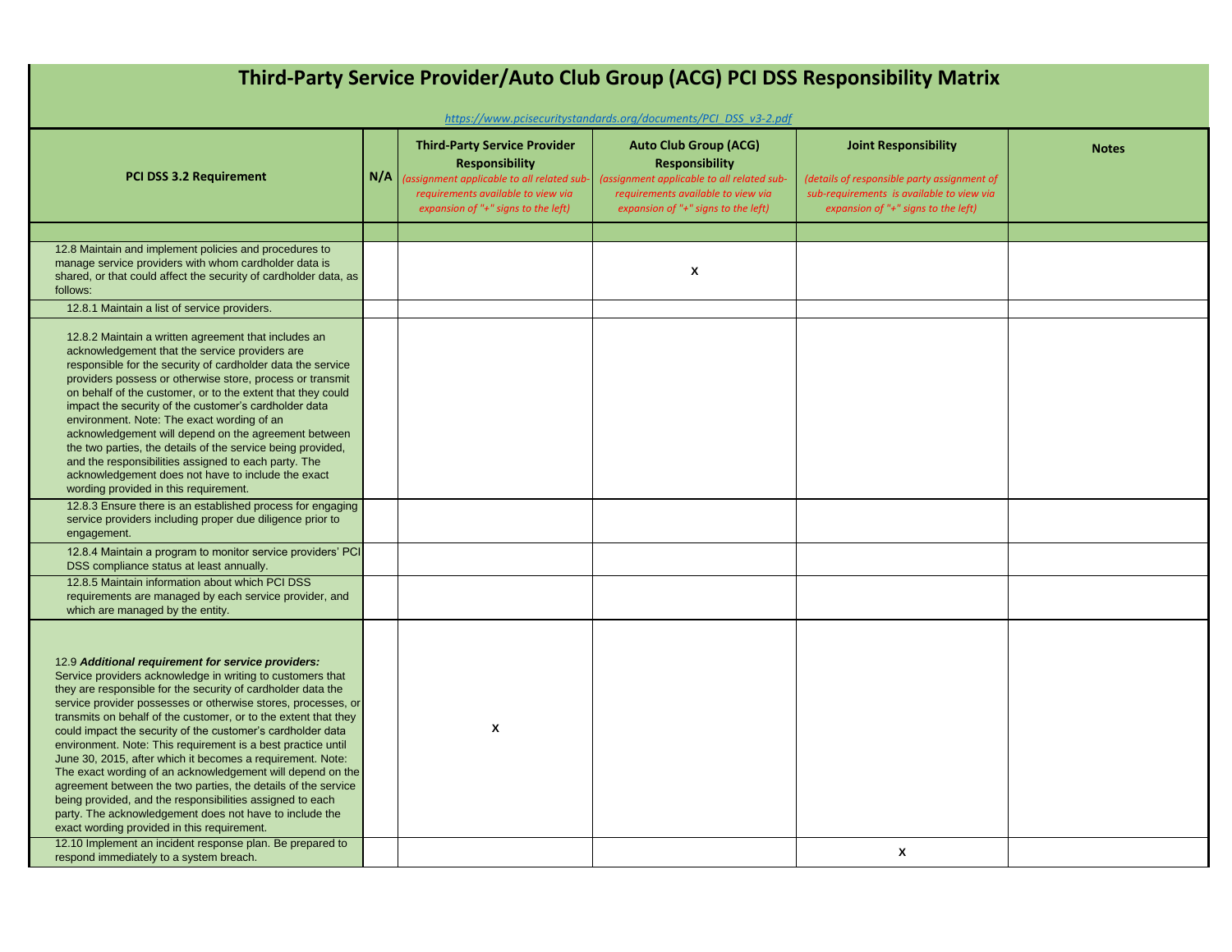# Third-Party Service Provider/Auto Club Group (ACG) PCI DSS Responsibility Matrix

*https://www.pcisecuritystandards.org/documents/PCI_DSS_v3-2.pdf*

| PCI DSS 3.2 Requirement | N/A | Third-Party Service Provider Responsibility *(assignment applicable to all related sub-requirements available to view via expansion of "+" signs to the left)* | Auto Club Group (ACG) Responsibility *(assignment applicable to all related sub-requirements available to view via expansion of "+" signs to the left)* | Joint Responsibility *(details of responsible party assignment of sub-requirements is available to view via expansion of "+" signs to the left)* | Notes |
|---|---|---|---|---|---|
| | | | | | |
| 12.8 Maintain and implement policies and procedures to manage service providers with whom cardholder data is shared, or that could affect the security of cardholder data, as follows: | | | X | | |
| 12.8.1 Maintain a list of service providers. | | | | | |
| 12.8.2 Maintain a written agreement that includes an acknowledgement that the service providers are responsible for the security of cardholder data the service providers possess or otherwise store, process or transmit on behalf of the customer, or to the extent that they could impact the security of the customer's cardholder data environment. Note: The exact wording of an acknowledgement will depend on the agreement between the two parties, the details of the service being provided, and the responsibilities assigned to each party. The acknowledgement does not have to include the exact wording provided in this requirement. | | | | | |
| 12.8.3 Ensure there is an established process for engaging service providers including proper due diligence prior to engagement. | | | | | |
| 12.8.4 Maintain a program to monitor service providers' PCI DSS compliance status at least annually. | | | | | |
| 12.8.5 Maintain information about which PCI DSS requirements are managed by each service provider, and which are managed by the entity. | | | | | |
| 12.9 ***Additional requirement for service providers:*** Service providers acknowledge in writing to customers that they are responsible for the security of cardholder data the service provider possesses or otherwise stores, processes, or transmits on behalf of the customer, or to the extent that they could impact the security of the customer's cardholder data environment. Note: This requirement is a best practice until June 30, 2015, after which it becomes a requirement. Note: The exact wording of an acknowledgement will depend on the agreement between the two parties, the details of the service being provided, and the responsibilities assigned to each party. The acknowledgement does not have to include the exact wording provided in this requirement. | | X | | | |
| 12.10 Implement an incident response plan. Be prepared to respond immediately to a system breach. | | | | X | |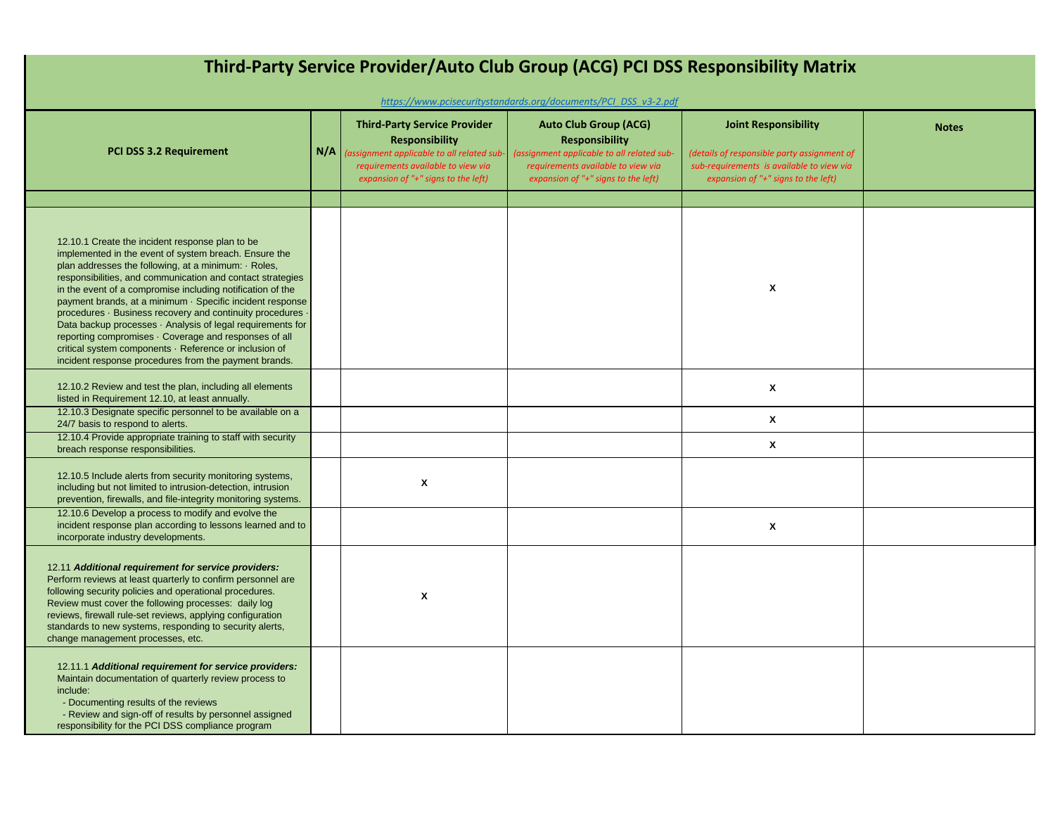# Third-Party Service Provider/Auto Club Group (ACG) PCI DSS Responsibility Matrix

*https://www.pcisecuritystandards.org/documents/PCI_DSS_v3-2.pdf*

| PCI DSS 3.2 Requirement | N/A | Third-Party Service Provider Responsibility *(assignment applicable to all related sub-requirements available to view via expansion of "+" signs to the left)* | Auto Club Group (ACG) Responsibility *(assignment applicable to all related sub-requirements available to view via expansion of "+" signs to the left)* | Joint Responsibility *(details of responsible party assignment of sub-requirements is available to view via expansion of "+" signs to the left)* | Notes |
|---|---|---|---|---|---|
| | | | | | |
| 12.10.1 Create the incident response plan to be implemented in the event of system breach. Ensure the plan addresses the following, at a minimum: · Roles, responsibilities, and communication and contact strategies in the event of a compromise including notification of the payment brands, at a minimum · Specific incident response procedures · Business recovery and continuity procedures · Data backup processes · Analysis of legal requirements for reporting compromises · Coverage and responses of all critical system components · Reference or inclusion of incident response procedures from the payment brands. | | | | x | |
| 12.10.2 Review and test the plan, including all elements listed in Requirement 12.10, at least annually. | | | | x | |
| 12.10.3 Designate specific personnel to be available on a 24/7 basis to respond to alerts. | | | | x | |
| 12.10.4 Provide appropriate training to staff with security breach response responsibilities. | | | | x | |
| 12.10.5 Include alerts from security monitoring systems, including but not limited to intrusion-detection, intrusion prevention, firewalls, and file-integrity monitoring systems. | | x | | | |
| 12.10.6 Develop a process to modify and evolve the incident response plan according to lessons learned and to incorporate industry developments. | | | | x | |
| 12.11 ***Additional requirement for service providers:*** Perform reviews at least quarterly to confirm personnel are following security policies and operational procedures. Review must cover the following processes: daily log reviews, firewall rule-set reviews, applying configuration standards to new systems, responding to security alerts, change management processes, etc. | | x | | | |
| 12.11.1 ***Additional requirement for service providers:*** Maintain documentation of quarterly review process to include: - Documenting results of the reviews - Review and sign-off of results by personnel assigned responsibility for the PCI DSS compliance program | | | | | |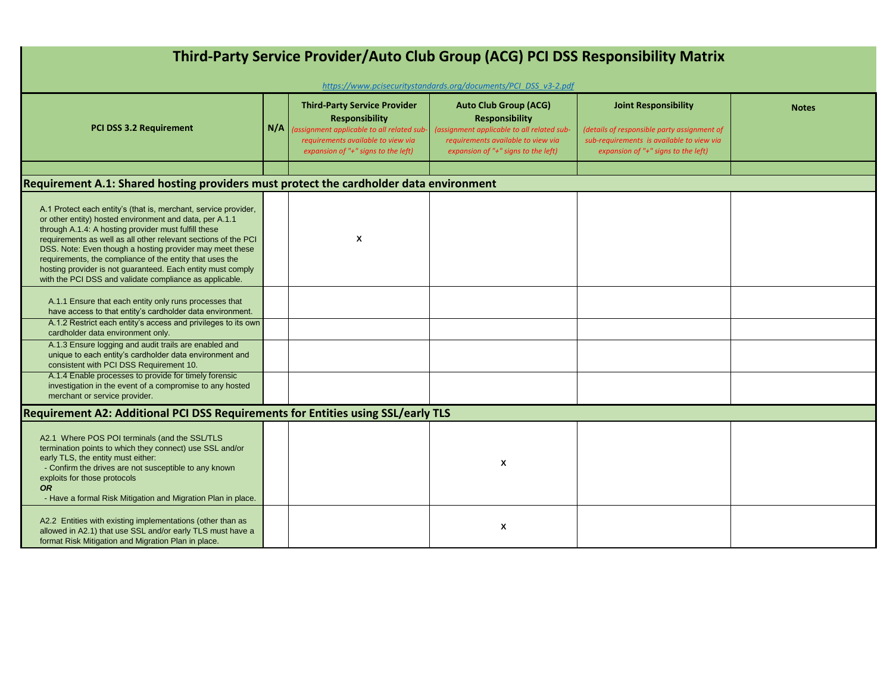# Third-Party Service Provider/Auto Club Group (ACG) PCI DSS Responsibility Matrix

*https://www.pcisecuritystandards.org/documents/PCI_DSS_v3-2.pdf*

| PCI DSS 3.2 Requirement | N/A | Third-Party Service Provider Responsibility *(assignment applicable to all related sub-requirements available to view via expansion of "+" signs to the left)* | Auto Club Group (ACG) Responsibility *(assignment applicable to all related sub-requirements available to view via expansion of "+" signs to the left)* | Joint Responsibility *(details of responsible party assignment of sub-requirements is available to view via expansion of "+" signs to the left)* | Notes |
|---|---|---|---|---|---|
| | | | | | |
| **Requirement A.1: Shared hosting providers must protect the cardholder data environment** | | | | | |
| A.1 Protect each entity's (that is, merchant, service provider, or other entity) hosted environment and data, per A.1.1 through A.1.4: A hosting provider must fulfill these requirements as well as all other relevant sections of the PCI DSS. Note: Even though a hosting provider may meet these requirements, the compliance of the entity that uses the hosting provider is not guaranteed. Each entity must comply with the PCI DSS and validate compliance as applicable. | | x | | | |
| A.1.1 Ensure that each entity only runs processes that have access to that entity's cardholder data environment. | | | | | |
| A.1.2 Restrict each entity's access and privileges to its own cardholder data environment only. | | | | | |
| A.1.3 Ensure logging and audit trails are enabled and unique to each entity's cardholder data environment and consistent with PCI DSS Requirement 10. | | | | | |
| A.1.4 Enable processes to provide for timely forensic investigation in the event of a compromise to any hosted merchant or service provider. | | | | | |
| **Requirement A2: Additional PCI DSS Requirements for Entities using SSL/early TLS** | | | | | |
| A2.1 Where POS POI terminals (and the SSL/TLS termination points to which they connect) use SSL and/or early TLS, the entity must either: - Confirm the drives are not susceptible to any known exploits for those protocols ***OR*** - Have a formal Risk Mitigation and Migration Plan in place. | | | x | | |
| A2.2 Entities with existing implementations (other than as allowed in A2.1) that use SSL and/or early TLS must have a format Risk Mitigation and Migration Plan in place. | | | x | | |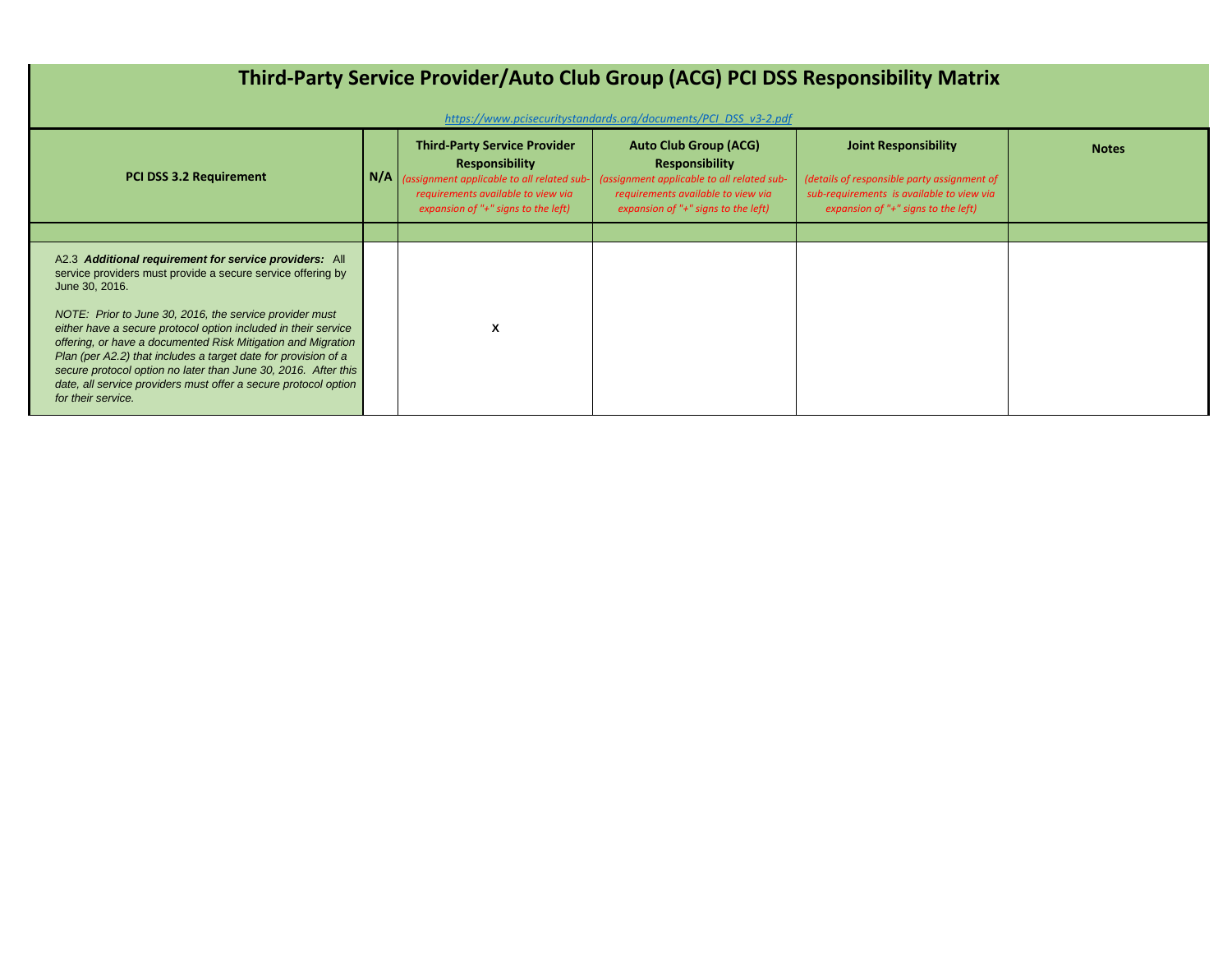# Third-Party Service Provider/Auto Club Group (ACG) PCI DSS Responsibility Matrix

*https://www.pcisecuritystandards.org/documents/PCI_DSS_v3-2.pdf*

| PCI DSS 3.2 Requirement | N/A | Third-Party Service Provider Responsibility *(assignment applicable to all related sub-requirements available to view via expansion of "+" signs to the left)* | Auto Club Group (ACG) Responsibility *(assignment applicable to all related sub-requirements available to view via expansion of "+" signs to the left)* | Joint Responsibility *(details of responsible party assignment of sub-requirements is available to view via expansion of "+" signs to the left)* | Notes |
|---|---|---|---|---|---|
| | | | | | |
| A2.3 ***Additional requirement for service providers:*** All service providers must provide a secure service offering by June 30, 2016. *NOTE: Prior to June 30, 2016, the service provider must either have a secure protocol option included in their service offering, or have a documented Risk Mitigation and Migration Plan (per A2.2) that includes a target date for provision of a secure protocol option no later than June 30, 2016. After this date, all service providers must offer a secure protocol option for their service.* | | X | | | |